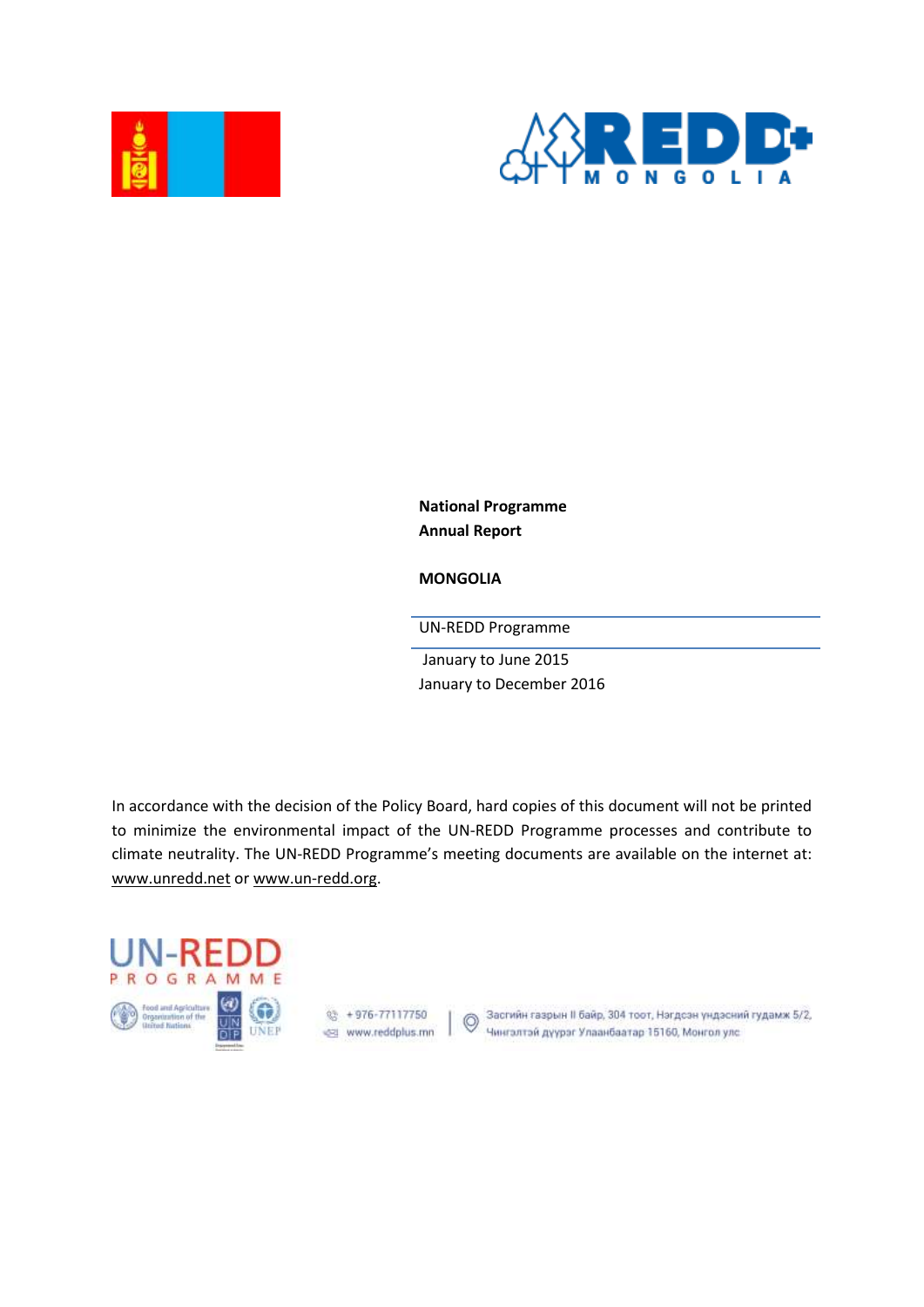**National Programme**
**Annual Report**

**MONGOLIA**

UN-REDD Programme

January to June 2015
January to December 2016

In accordance with the decision of the Policy Board, hard copies of this document will not be printed to minimize the environmental impact of the UN-REDD Programme processes and contribute to climate neutrality. The UN-REDD Programme's meeting documents are available on the internet at: www.unredd.net or www.un-redd.org.

+976-77117750
www.reddplus.mn

Засгийн газрын II байр, 304 тоот, Нэгдсэн үндэсний гудамж 5/2, Чингэлтэй дүүрэг Улаанбаатар 15160, Монгол улс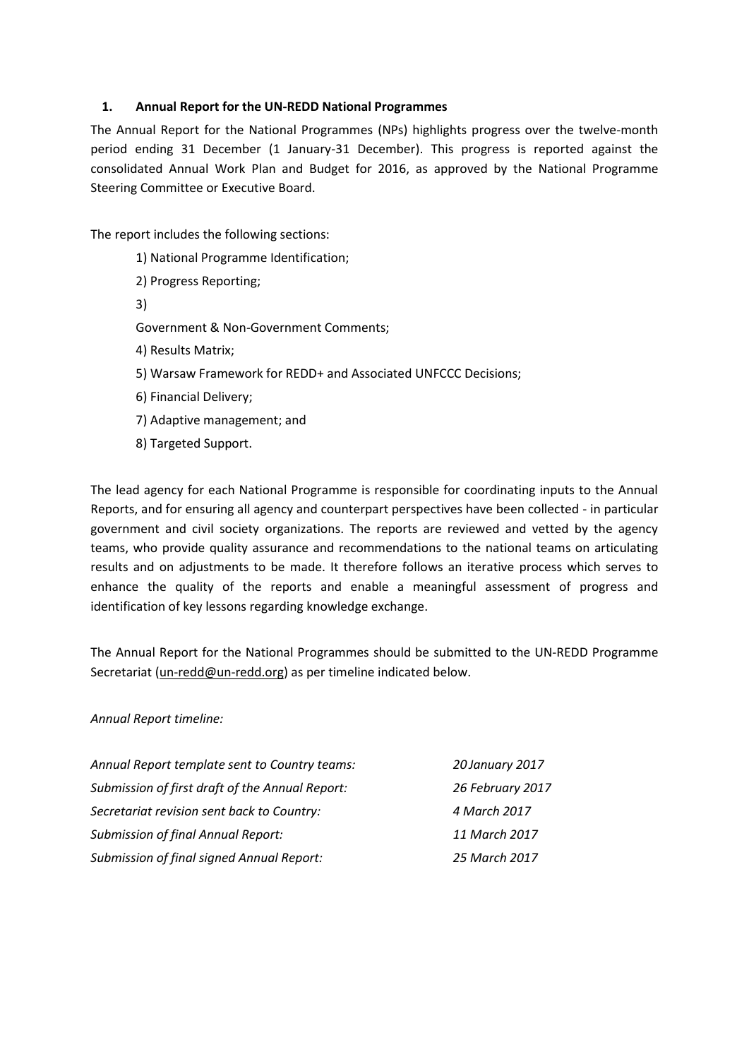## 1. Annual Report for the UN-REDD National Programmes

The Annual Report for the National Programmes (NPs) highlights progress over the twelve-month period ending 31 December (1 January-31 December). This progress is reported against the consolidated Annual Work Plan and Budget for 2016, as approved by the National Programme Steering Committee or Executive Board.

The report includes the following sections:

1) National Programme Identification;

2) Progress Reporting;

3) Government & Non-Government Comments;

4) Results Matrix;

5) Warsaw Framework for REDD+ and Associated UNFCCC Decisions;

6) Financial Delivery;

7) Adaptive management; and

8) Targeted Support.

The lead agency for each National Programme is responsible for coordinating inputs to the Annual Reports, and for ensuring all agency and counterpart perspectives have been collected - in particular government and civil society organizations. The reports are reviewed and vetted by the agency teams, who provide quality assurance and recommendations to the national teams on articulating results and on adjustments to be made. It therefore follows an iterative process which serves to enhance the quality of the reports and enable a meaningful assessment of progress and identification of key lessons regarding knowledge exchange.

The Annual Report for the National Programmes should be submitted to the UN-REDD Programme Secretariat (un-redd@un-redd.org) as per timeline indicated below.

*Annual Report timeline:*

| | |
|---|---|
| *Annual Report template sent to Country teams:* | *20 January 2017* |
| *Submission of first draft of the Annual Report:* | *26 February 2017* |
| *Secretariat revision sent back to Country:* | *4 March 2017* |
| *Submission of final Annual Report:* | *11 March 2017* |
| *Submission of final signed Annual Report:* | *25 March 2017* |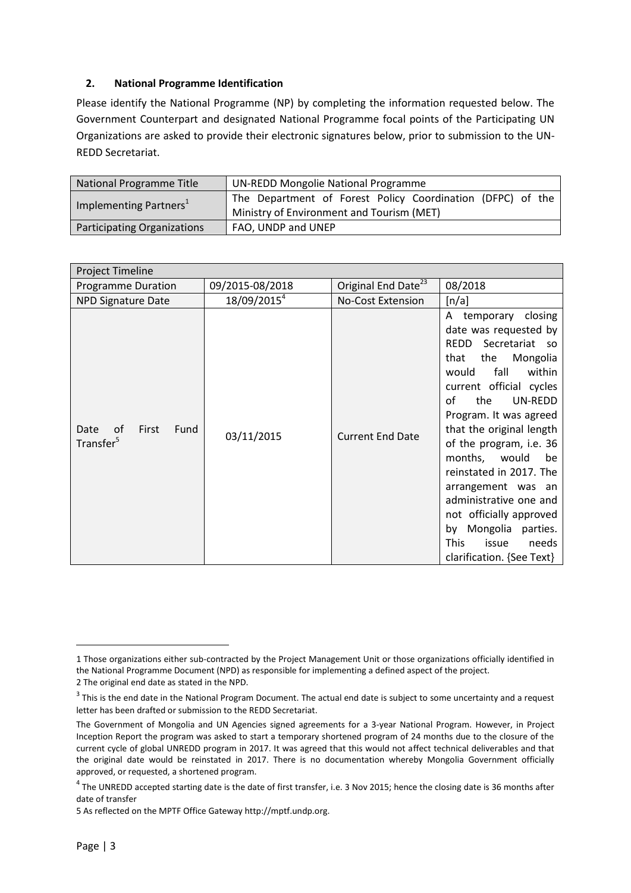## 2. National Programme Identification

Please identify the National Programme (NP) by completing the information requested below. The Government Counterpart and designated National Programme focal points of the Participating UN Organizations are asked to provide their electronic signatures below, prior to submission to the UN-REDD Secretariat.

| National Programme Title | UN-REDD Mongolie National Programme |
|---|---|
| Implementing Partners[1] | The Department of Forest Policy Coordination (DFPC) of the Ministry of Environment and Tourism (MET) |
| Participating Organizations | FAO, UNDP and UNEP |

| Project Timeline | | | |
|---|---|---|---|
| Programme Duration | 09/2015-08/2018 | Original End Date[23] | 08/2018 |
| NPD Signature Date | 18/09/2015[4] | No-Cost Extension | [n/a] |
| Date of First Fund Transfer[5] | 03/11/2015 | Current End Date | A temporary closing date was requested by REDD Secretariat so that the Mongolia would fall within current official cycles of the UN-REDD Program. It was agreed that the original length of the program, i.e. 36 months, would be reinstated in 2017. The arrangement was an administrative one and not officially approved by Mongolia parties. This issue needs clarification. {See Text} |

---

1 Those organizations either sub-contracted by the Project Management Unit or those organizations officially identified in the National Programme Document (NPD) as responsible for implementing a defined aspect of the project.

2 The original end date as stated in the NPD.

3 This is the end date in the National Program Document. The actual end date is subject to some uncertainty and a request letter has been drafted or submission to the REDD Secretariat.

The Government of Mongolia and UN Agencies signed agreements for a 3-year National Program. However, in Project Inception Report the program was asked to start a temporary shortened program of 24 months due to the closure of the current cycle of global UNREDD program in 2017. It was agreed that this would not affect technical deliverables and that the original date would be reinstated in 2017. There is no documentation whereby Mongolia Government officially approved, or requested, a shortened program.

4 The UNREDD accepted starting date is the date of first transfer, i.e. 3 Nov 2015; hence the closing date is 36 months after date of transfer

5 As reflected on the MPTF Office Gateway http://mptf.undp.org.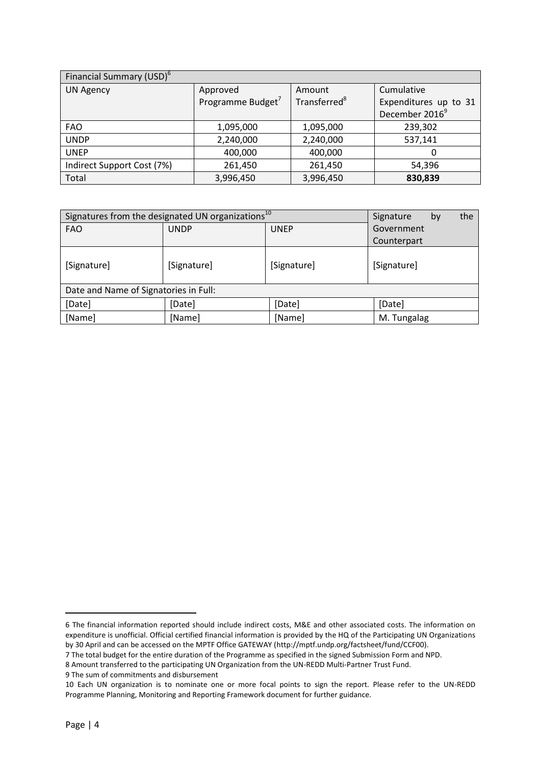| Financial Summary (USD)[6] | | | |
|---|---|---|---|
| UN Agency | Approved Programme Budget[7] | Amount Transferred[8] | Cumulative Expenditures up to 31 December 2016[9] |
| FAO | 1,095,000 | 1,095,000 | 239,302 |
| UNDP | 2,240,000 | 2,240,000 | 537,141 |
| UNEP | 400,000 | 400,000 | 0 |
| Indirect Support Cost (7%) | 261,450 | 261,450 | 54,396 |
| Total | 3,996,450 | 3,996,450 | **830,839** |

| Signatures from the designated UN organizations[10] | | | Signature by the Government Counterpart |
|---|---|---|---|
| FAO | UNDP | UNEP | |
| [Signature] | [Signature] | [Signature] | [Signature] |
| Date and Name of Signatories in Full: | | | |
| [Date] | [Date] | [Date] | [Date] |
| [Name] | [Name] | [Name] | M. Tungalag |

6 The financial information reported should include indirect costs, M&E and other associated costs. The information on expenditure is unofficial. Official certified financial information is provided by the HQ of the Participating UN Organizations by 30 April and can be accessed on the MPTF Office GATEWAY (http://mptf.undp.org/factsheet/fund/CCF00).

7 The total budget for the entire duration of the Programme as specified in the signed Submission Form and NPD.

8 Amount transferred to the participating UN Organization from the UN-REDD Multi-Partner Trust Fund.

9 The sum of commitments and disbursement

10 Each UN organization is to nominate one or more focal points to sign the report. Please refer to the UN-REDD Programme Planning, Monitoring and Reporting Framework document for further guidance.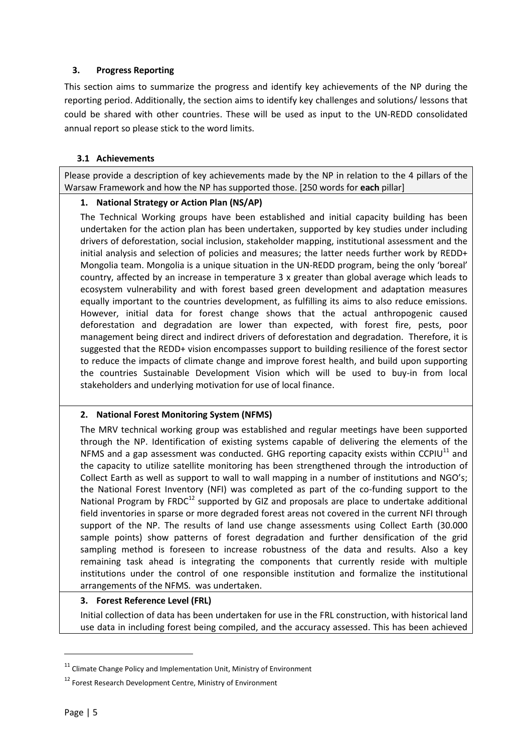## 3. Progress Reporting

This section aims to summarize the progress and identify key achievements of the NP during the reporting period. Additionally, the section aims to identify key challenges and solutions/ lessons that could be shared with other countries. These will be used as input to the UN-REDD consolidated annual report so please stick to the word limits.

### 3.1 Achievements

Please provide a description of key achievements made by the NP in relation to the 4 pillars of the Warsaw Framework and how the NP has supported those. [250 words for **each** pillar]

**1. National Strategy or Action Plan (NS/AP)**

The Technical Working groups have been established and initial capacity building has been undertaken for the action plan has been undertaken, supported by key studies under including drivers of deforestation, social inclusion, stakeholder mapping, institutional assessment and the initial analysis and selection of policies and measures; the latter needs further work by REDD+ Mongolia team. Mongolia is a unique situation in the UN-REDD program, being the only 'boreal' country, affected by an increase in temperature 3 x greater than global average which leads to ecosystem vulnerability and with forest based green development and adaptation measures equally important to the countries development, as fulfilling its aims to also reduce emissions. However, initial data for forest change shows that the actual anthropogenic caused deforestation and degradation are lower than expected, with forest fire, pests, poor management being direct and indirect drivers of deforestation and degradation. Therefore, it is suggested that the REDD+ vision encompasses support to building resilience of the forest sector to reduce the impacts of climate change and improve forest health, and build upon supporting the countries Sustainable Development Vision which will be used to buy-in from local stakeholders and underlying motivation for use of local finance.

**2. National Forest Monitoring System (NFMS)**

The MRV technical working group was established and regular meetings have been supported through the NP. Identification of existing systems capable of delivering the elements of the NFMS and a gap assessment was conducted. GHG reporting capacity exists within CCPIU[11] and the capacity to utilize satellite monitoring has been strengthened through the introduction of Collect Earth as well as support to wall to wall mapping in a number of institutions and NGO's; the National Forest Inventory (NFI) was completed as part of the co-funding support to the National Program by FRDC[12] supported by GIZ and proposals are place to undertake additional field inventories in sparse or more degraded forest areas not covered in the current NFI through support of the NP. The results of land use change assessments using Collect Earth (30.000 sample points) show patterns of forest degradation and further densification of the grid sampling method is foreseen to increase robustness of the data and results. Also a key remaining task ahead is integrating the components that currently reside with multiple institutions under the control of one responsible institution and formalize the institutional arrangements of the NFMS. was undertaken.

**3. Forest Reference Level (FRL)**

Initial collection of data has been undertaken for use in the FRL construction, with historical land use data in including forest being compiled, and the accuracy assessed. This has been achieved

---

[11] Climate Change Policy and Implementation Unit, Ministry of Environment

[12] Forest Research Development Centre, Ministry of Environment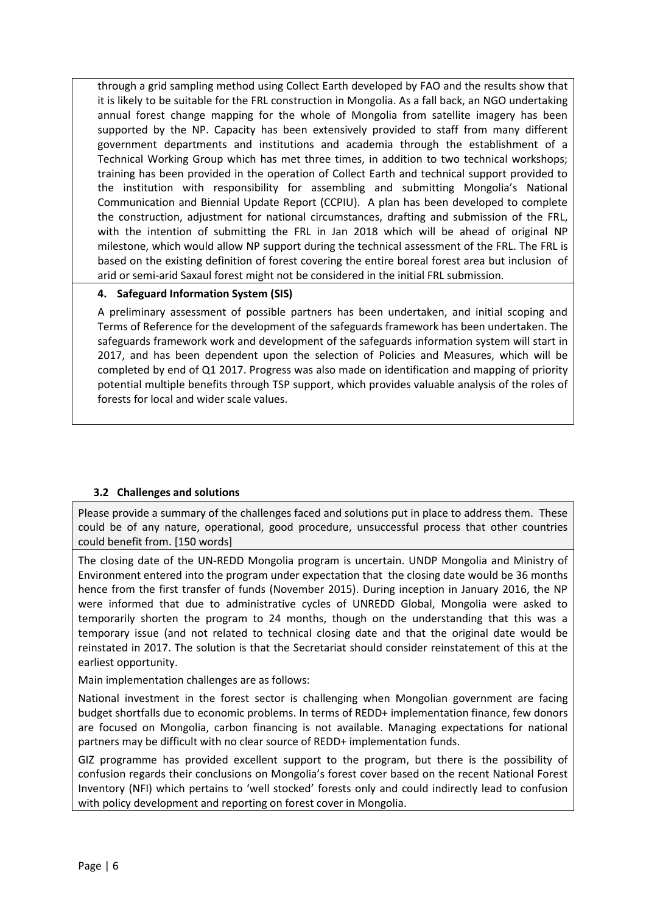through a grid sampling method using Collect Earth developed by FAO and the results show that it is likely to be suitable for the FRL construction in Mongolia. As a fall back, an NGO undertaking annual forest change mapping for the whole of Mongolia from satellite imagery has been supported by the NP. Capacity has been extensively provided to staff from many different government departments and institutions and academia through the establishment of a Technical Working Group which has met three times, in addition to two technical workshops; training has been provided in the operation of Collect Earth and technical support provided to the institution with responsibility for assembling and submitting Mongolia's National Communication and Biennial Update Report (CCPIU). A plan has been developed to complete the construction, adjustment for national circumstances, drafting and submission of the FRL, with the intention of submitting the FRL in Jan 2018 which will be ahead of original NP milestone, which would allow NP support during the technical assessment of the FRL. The FRL is based on the existing definition of forest covering the entire boreal forest area but inclusion of arid or semi-arid Saxaul forest might not be considered in the initial FRL submission.

**4. Safeguard Information System (SIS)**

A preliminary assessment of possible partners has been undertaken, and initial scoping and Terms of Reference for the development of the safeguards framework has been undertaken. The safeguards framework work and development of the safeguards information system will start in 2017, and has been dependent upon the selection of Policies and Measures, which will be completed by end of Q1 2017. Progress was also made on identification and mapping of priority potential multiple benefits through TSP support, which provides valuable analysis of the roles of forests for local and wider scale values.

### 3.2 Challenges and solutions

Please provide a summary of the challenges faced and solutions put in place to address them. These could be of any nature, operational, good procedure, unsuccessful process that other countries could benefit from. [150 words]

The closing date of the UN-REDD Mongolia program is uncertain. UNDP Mongolia and Ministry of Environment entered into the program under expectation that the closing date would be 36 months hence from the first transfer of funds (November 2015). During inception in January 2016, the NP were informed that due to administrative cycles of UNREDD Global, Mongolia were asked to temporarily shorten the program to 24 months, though on the understanding that this was a temporary issue (and not related to technical closing date and that the original date would be reinstated in 2017. The solution is that the Secretariat should consider reinstatement of this at the earliest opportunity.

Main implementation challenges are as follows:

National investment in the forest sector is challenging when Mongolian government are facing budget shortfalls due to economic problems. In terms of REDD+ implementation finance, few donors are focused on Mongolia, carbon financing is not available. Managing expectations for national partners may be difficult with no clear source of REDD+ implementation funds.

GIZ programme has provided excellent support to the program, but there is the possibility of confusion regards their conclusions on Mongolia's forest cover based on the recent National Forest Inventory (NFI) which pertains to 'well stocked' forests only and could indirectly lead to confusion with policy development and reporting on forest cover in Mongolia.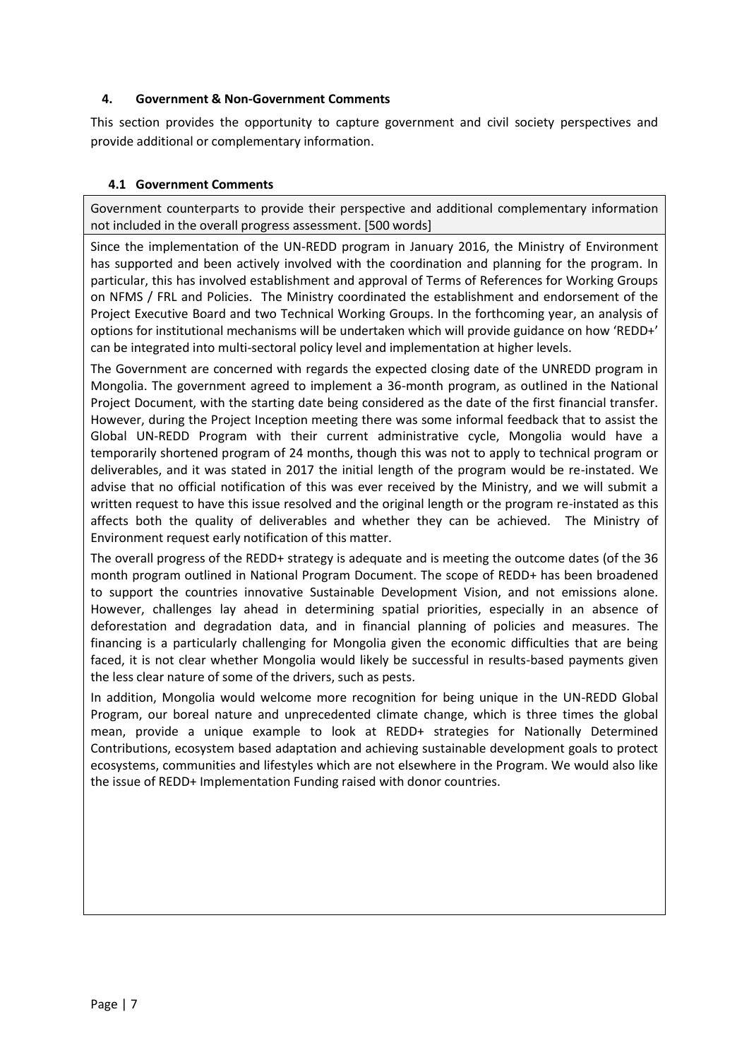## 4. Government & Non-Government Comments

This section provides the opportunity to capture government and civil society perspectives and provide additional or complementary information.

### 4.1 Government Comments

Government counterparts to provide their perspective and additional complementary information not included in the overall progress assessment. [500 words]

Since the implementation of the UN-REDD program in January 2016, the Ministry of Environment has supported and been actively involved with the coordination and planning for the program. In particular, this has involved establishment and approval of Terms of References for Working Groups on NFMS / FRL and Policies. The Ministry coordinated the establishment and endorsement of the Project Executive Board and two Technical Working Groups. In the forthcoming year, an analysis of options for institutional mechanisms will be undertaken which will provide guidance on how 'REDD+' can be integrated into multi-sectoral policy level and implementation at higher levels.

The Government are concerned with regards the expected closing date of the UNREDD program in Mongolia. The government agreed to implement a 36-month program, as outlined in the National Project Document, with the starting date being considered as the date of the first financial transfer. However, during the Project Inception meeting there was some informal feedback that to assist the Global UN-REDD Program with their current administrative cycle, Mongolia would have a temporarily shortened program of 24 months, though this was not to apply to technical program or deliverables, and it was stated in 2017 the initial length of the program would be re-instated. We advise that no official notification of this was ever received by the Ministry, and we will submit a written request to have this issue resolved and the original length or the program re-instated as this affects both the quality of deliverables and whether they can be achieved. The Ministry of Environment request early notification of this matter.

The overall progress of the REDD+ strategy is adequate and is meeting the outcome dates (of the 36 month program outlined in National Program Document. The scope of REDD+ has been broadened to support the countries innovative Sustainable Development Vision, and not emissions alone. However, challenges lay ahead in determining spatial priorities, especially in an absence of deforestation and degradation data, and in financial planning of policies and measures. The financing is a particularly challenging for Mongolia given the economic difficulties that are being faced, it is not clear whether Mongolia would likely be successful in results-based payments given the less clear nature of some of the drivers, such as pests.

In addition, Mongolia would welcome more recognition for being unique in the UN-REDD Global Program, our boreal nature and unprecedented climate change, which is three times the global mean, provide a unique example to look at REDD+ strategies for Nationally Determined Contributions, ecosystem based adaptation and achieving sustainable development goals to protect ecosystems, communities and lifestyles which are not elsewhere in the Program. We would also like the issue of REDD+ Implementation Funding raised with donor countries.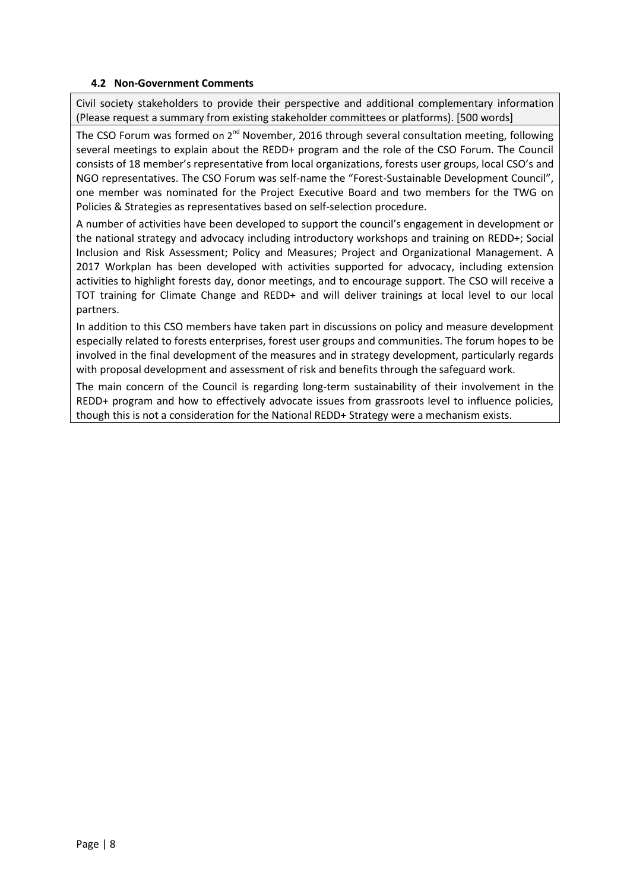### 4.2 Non-Government Comments

Civil society stakeholders to provide their perspective and additional complementary information (Please request a summary from existing stakeholder committees or platforms). [500 words]

The CSO Forum was formed on 2nd November, 2016 through several consultation meeting, following several meetings to explain about the REDD+ program and the role of the CSO Forum. The Council consists of 18 member's representative from local organizations, forests user groups, local CSO's and NGO representatives. The CSO Forum was self-name the "Forest-Sustainable Development Council", one member was nominated for the Project Executive Board and two members for the TWG on Policies & Strategies as representatives based on self-selection procedure.

A number of activities have been developed to support the council's engagement in development or the national strategy and advocacy including introductory workshops and training on REDD+; Social Inclusion and Risk Assessment; Policy and Measures; Project and Organizational Management. A 2017 Workplan has been developed with activities supported for advocacy, including extension activities to highlight forests day, donor meetings, and to encourage support. The CSO will receive a TOT training for Climate Change and REDD+ and will deliver trainings at local level to our local partners.

In addition to this CSO members have taken part in discussions on policy and measure development especially related to forests enterprises, forest user groups and communities. The forum hopes to be involved in the final development of the measures and in strategy development, particularly regards with proposal development and assessment of risk and benefits through the safeguard work.

The main concern of the Council is regarding long-term sustainability of their involvement in the REDD+ program and how to effectively advocate issues from grassroots level to influence policies, though this is not a consideration for the National REDD+ Strategy were a mechanism exists.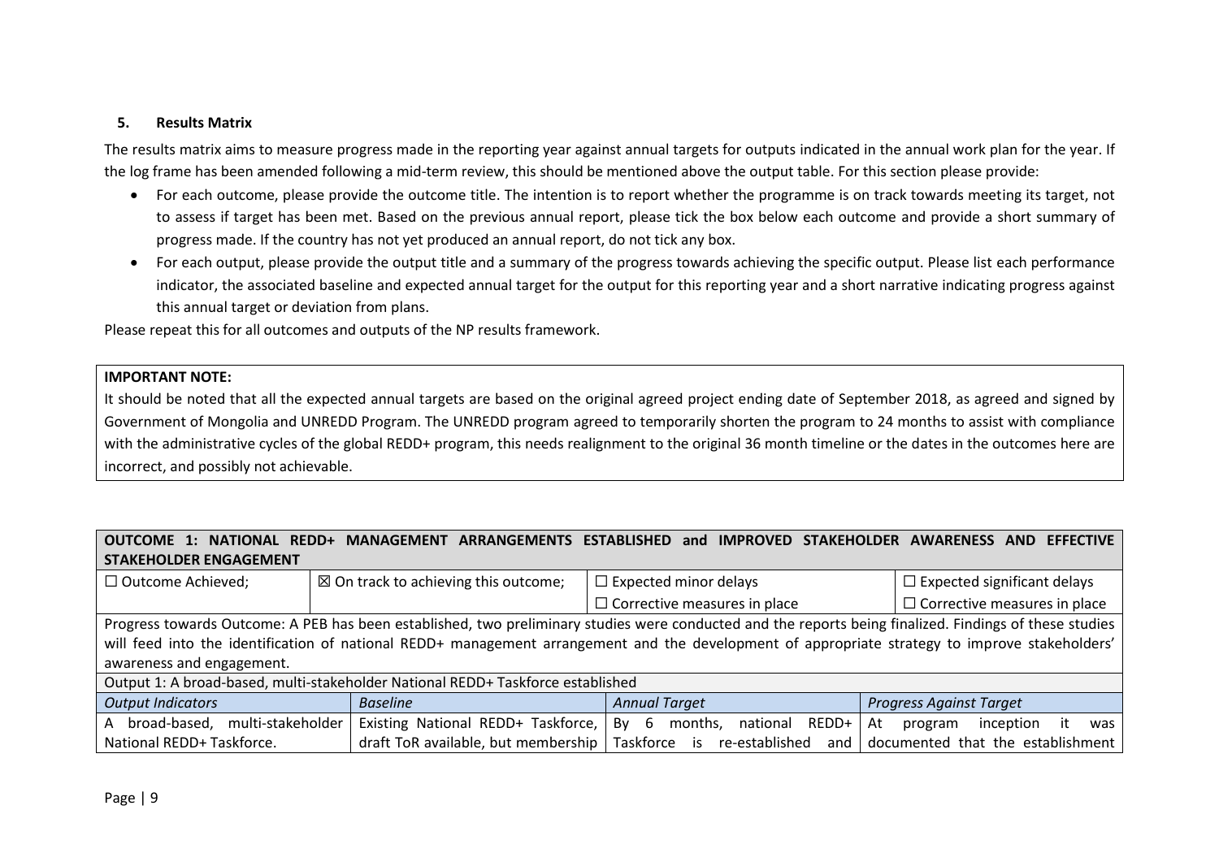### 5. Results Matrix

The results matrix aims to measure progress made in the reporting year against annual targets for outputs indicated in the annual work plan for the year. If the log frame has been amended following a mid-term review, this should be mentioned above the output table. For this section please provide:

- For each outcome, please provide the outcome title. The intention is to report whether the programme is on track towards meeting its target, not to assess if target has been met. Based on the previous annual report, please tick the box below each outcome and provide a short summary of progress made. If the country has not yet produced an annual report, do not tick any box.
- For each output, please provide the output title and a summary of the progress towards achieving the specific output. Please list each performance indicator, the associated baseline and expected annual target for the output for this reporting year and a short narrative indicating progress against this annual target or deviation from plans.

Please repeat this for all outcomes and outputs of the NP results framework.

> **IMPORTANT NOTE:**
>
> It should be noted that all the expected annual targets are based on the original agreed project ending date of September 2018, as agreed and signed by Government of Mongolia and UNREDD Program. The UNREDD program agreed to temporarily shorten the program to 24 months to assist with compliance with the administrative cycles of the global REDD+ program, this needs realignment to the original 36 month timeline or the dates in the outcomes here are incorrect, and possibly not achievable.

| **OUTCOME 1: NATIONAL REDD+ MANAGEMENT ARRANGEMENTS ESTABLISHED and IMPROVED STAKEHOLDER AWARENESS AND EFFECTIVE STAKEHOLDER ENGAGEMENT** | | | |
|---|---|---|---|
| ☐ Outcome Achieved; | ☒ On track to achieving this outcome; | ☐ Expected minor delays<br>☐ Corrective measures in place | ☐ Expected significant delays<br>☐ Corrective measures in place |
| Progress towards Outcome: A PEB has been established, two preliminary studies were conducted and the reports being finalized. Findings of these studies will feed into the identification of national REDD+ management arrangement and the development of appropriate strategy to improve stakeholders' awareness and engagement. | | | |
| Output 1: A broad-based, multi-stakeholder National REDD+ Taskforce established | | | |
| *Output Indicators* | *Baseline* | *Annual Target* | *Progress Against Target* |
| A broad-based, multi-stakeholder National REDD+ Taskforce. | Existing National REDD+ Taskforce, draft ToR available, but membership | By 6 months, national REDD+ Taskforce is re-established and | At program inception it was documented that the establishment |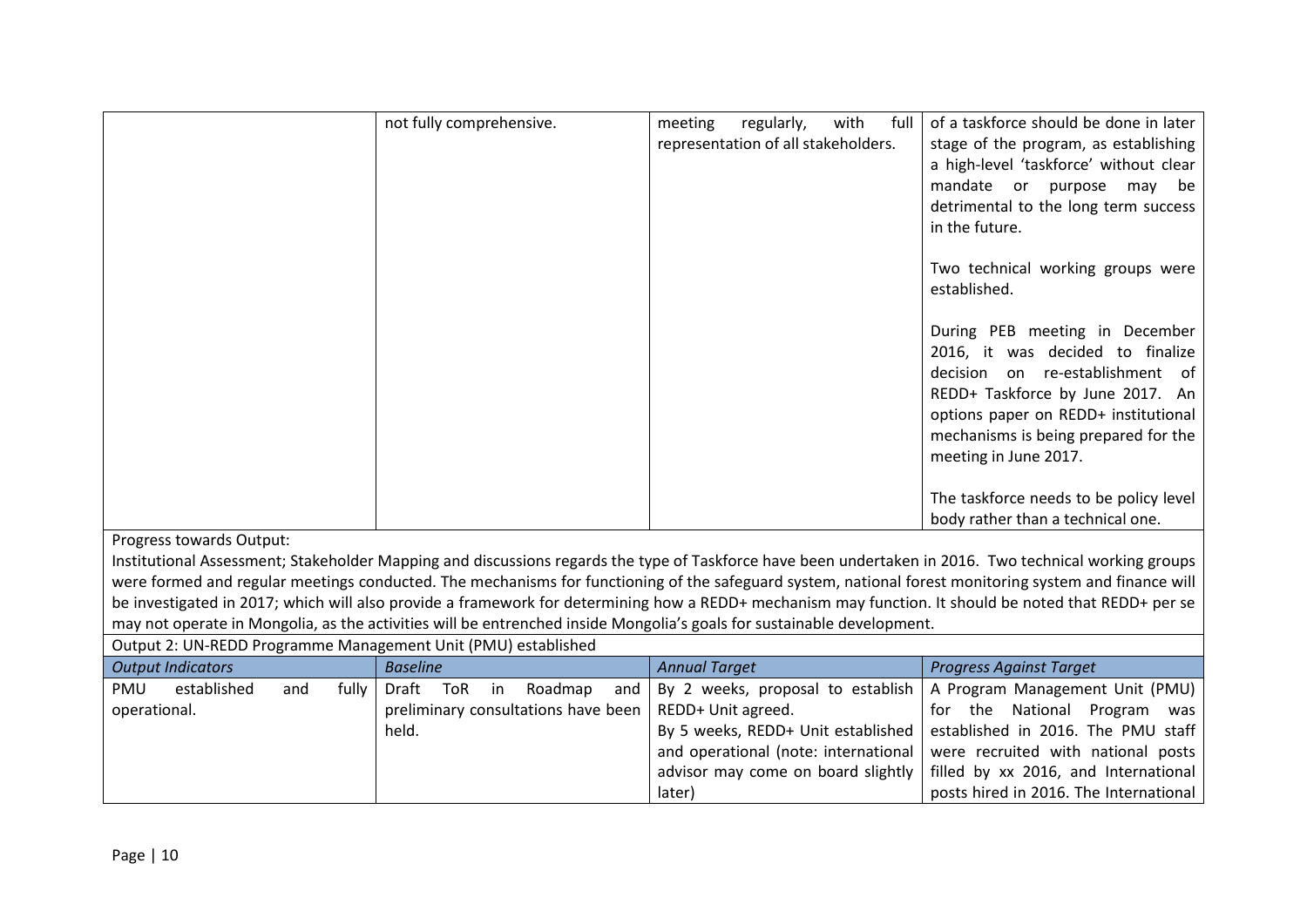|  | not fully comprehensive. | meeting regularly, with full representation of all stakeholders. | of a taskforce should be done in later stage of the program, as establishing a high-level 'taskforce' without clear mandate or purpose may be detrimental to the long term success in the future.<br><br>Two technical working groups were established.<br><br>During PEB meeting in December 2016, it was decided to finalize decision on re-establishment of REDD+ Taskforce by June 2017. An options paper on REDD+ institutional mechanisms is being prepared for the meeting in June 2017.<br><br>The taskforce needs to be policy level body rather than a technical one. |
|---|---|---|---|

Progress towards Output:
Institutional Assessment; Stakeholder Mapping and discussions regards the type of Taskforce have been undertaken in 2016. Two technical working groups were formed and regular meetings conducted. The mechanisms for functioning of the safeguard system, national forest monitoring system and finance will be investigated in 2017; which will also provide a framework for determining how a REDD+ mechanism may function. It should be noted that REDD+ per se may not operate in Mongolia, as the activities will be entrenched inside Mongolia's goals for sustainable development.

Output 2: UN-REDD Programme Management Unit (PMU) established

| *Output Indicators* | *Baseline* | *Annual Target* | *Progress Against Target* |
|---|---|---|---|
| PMU established and fully operational. | Draft ToR in Roadmap and preliminary consultations have been held. | By 2 weeks, proposal to establish REDD+ Unit agreed.<br>By 5 weeks, REDD+ Unit established and operational (note: international advisor may come on board slightly later) | A Program Management Unit (PMU) for the National Program was established in 2016. The PMU staff were recruited with national posts filled by xx 2016, and International posts hired in 2016. The International |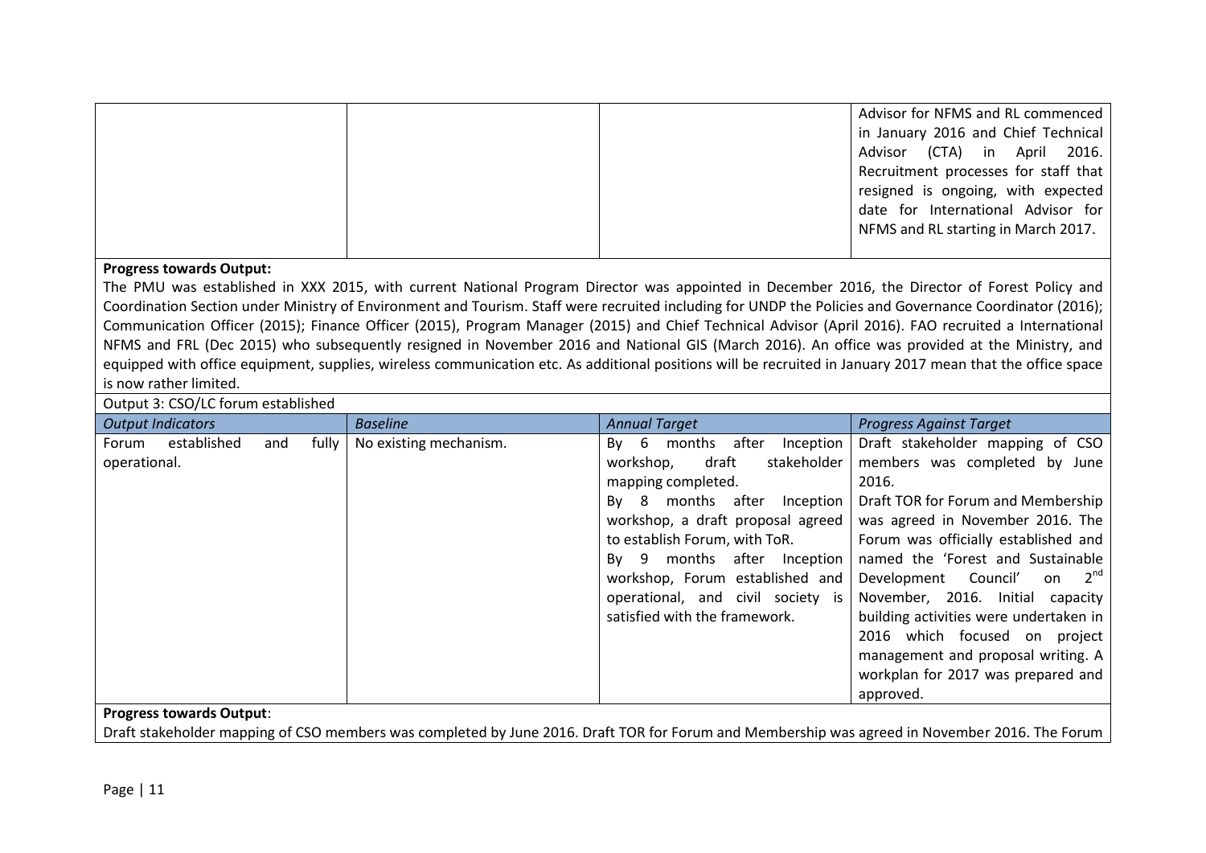| | | | |
|---|---|---|---|
| | | | Advisor for NFMS and RL commenced in January 2016 and Chief Technical Advisor (CTA) in April 2016. Recruitment processes for staff that resigned is ongoing, with expected date for International Advisor for NFMS and RL starting in March 2017. |

**Progress towards Output:**

The PMU was established in XXX 2015, with current National Program Director was appointed in December 2016, the Director of Forest Policy and Coordination Section under Ministry of Environment and Tourism. Staff were recruited including for UNDP the Policies and Governance Coordinator (2016); Communication Officer (2015); Finance Officer (2015), Program Manager (2015) and Chief Technical Advisor (April 2016). FAO recruited a International NFMS and FRL (Dec 2015) who subsequently resigned in November 2016 and National GIS (March 2016). An office was provided at the Ministry, and equipped with office equipment, supplies, wireless communication etc. As additional positions will be recruited in January 2017 mean that the office space is now rather limited.

Output 3: CSO/LC forum established

| *Output Indicators* | *Baseline* | *Annual Target* | *Progress Against Target* |
|---|---|---|---|
| Forum established and fully operational. | No existing mechanism. | By 6 months after Inception workshop, draft stakeholder mapping completed.<br>By 8 months after Inception workshop, a draft proposal agreed to establish Forum, with ToR.<br>By 9 months after Inception workshop, Forum established and operational, and civil society is satisfied with the framework. | Draft stakeholder mapping of CSO members was completed by June 2016.<br>Draft TOR for Forum and Membership was agreed in November 2016. The Forum was officially established and named the 'Forest and Sustainable Development Council' on 2nd November, 2016. Initial capacity building activities were undertaken in 2016 which focused on project management and proposal writing. A workplan for 2017 was prepared and approved. |

**Progress towards Output**:

Draft stakeholder mapping of CSO members was completed by June 2016. Draft TOR for Forum and Membership was agreed in November 2016. The Forum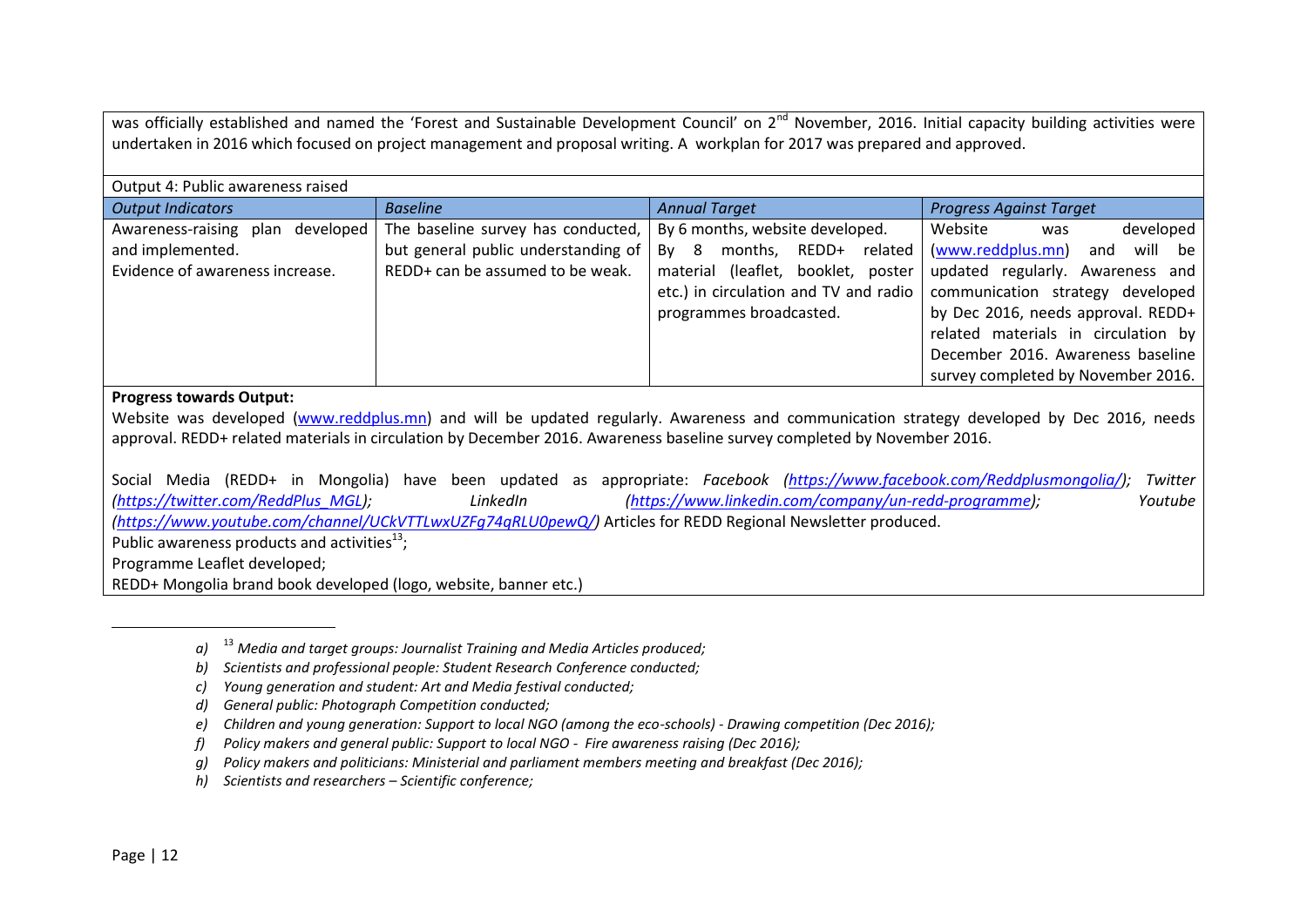was officially established and named the 'Forest and Sustainable Development Council' on 2nd November, 2016. Initial capacity building activities were undertaken in 2016 which focused on project management and proposal writing. A workplan for 2017 was prepared and approved.

Output 4: Public awareness raised

| *Output Indicators* | *Baseline* | *Annual Target* | *Progress Against Target* |
|---|---|---|---|
| Awareness-raising plan developed and implemented. Evidence of awareness increase. | The baseline survey has conducted, but general public understanding of REDD+ can be assumed to be weak. | By 6 months, website developed. By 8 months, REDD+ related material (leaflet, booklet, poster etc.) in circulation and TV and radio programmes broadcasted. | Website was developed (www.reddplus.mn) and will be updated regularly. Awareness and communication strategy developed by Dec 2016, needs approval. REDD+ related materials in circulation by December 2016. Awareness baseline survey completed by November 2016. |

**Progress towards Output:**

Website was developed (www.reddplus.mn) and will be updated regularly. Awareness and communication strategy developed by Dec 2016, needs approval. REDD+ related materials in circulation by December 2016. Awareness baseline survey completed by November 2016.

Social Media (REDD+ in Mongolia) have been updated as appropriate: *Facebook (https://www.facebook.com/Reddplusmongolia/); Twitter (https://twitter.com/ReddPlus_MGL); LinkedIn (https://www.linkedin.com/company/un-redd-programme); Youtube (https://www.youtube.com/channel/UCkVTTLwxUZFg74qRLU0pewQ/)* Articles for REDD Regional Newsletter produced.

Public awareness products and activities[13];

Programme Leaflet developed;

REDD+ Mongolia brand book developed (logo, website, banner etc.)

---

*a) [13] Media and target groups: Journalist Training and Media Articles produced;*
*b) Scientists and professional people: Student Research Conference conducted;*
*c) Young generation and student: Art and Media festival conducted;*
*d) General public: Photograph Competition conducted;*
*e) Children and young generation: Support to local NGO (among the eco-schools) - Drawing competition (Dec 2016);*
*f) Policy makers and general public: Support to local NGO - Fire awareness raising (Dec 2016);*
*g) Policy makers and politicians: Ministerial and parliament members meeting and breakfast (Dec 2016);*
*h) Scientists and researchers – Scientific conference;*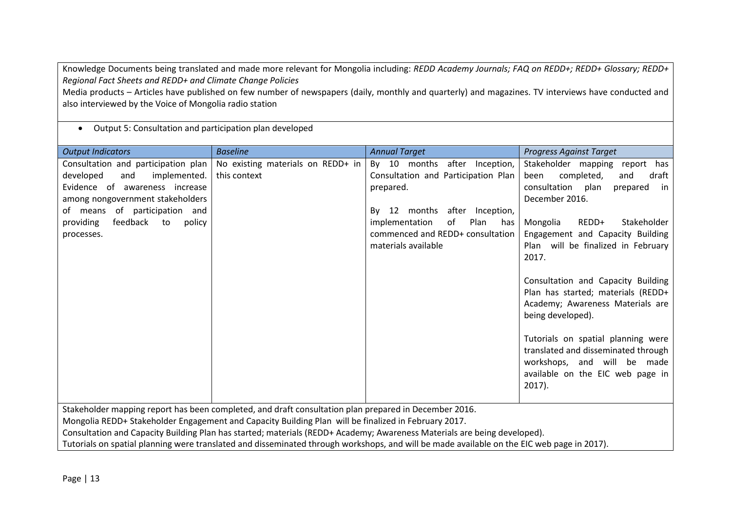Knowledge Documents being translated and made more relevant for Mongolia including: *REDD Academy Journals; FAQ on REDD+; REDD+ Glossary; REDD+ Regional Fact Sheets and REDD+ and Climate Change Policies*

Media products – Articles have published on few number of newspapers (daily, monthly and quarterly) and magazines. TV interviews have conducted and also interviewed by the Voice of Mongolia radio station

- Output 5: Consultation and participation plan developed

| *Output Indicators* | *Baseline* | *Annual Target* | *Progress Against Target* |
|---|---|---|---|
| Consultation and participation plan developed and implemented. Evidence of awareness increase among nongovernment stakeholders of means of participation and providing feedback to policy processes. | No existing materials on REDD+ in this context | By 10 months after Inception, Consultation and Participation Plan prepared.<br><br>By 12 months after Inception, implementation of Plan has commenced and REDD+ consultation materials available | Stakeholder mapping report has been completed, and draft consultation plan prepared in December 2016.<br><br>Mongolia REDD+ Stakeholder Engagement and Capacity Building Plan will be finalized in February 2017.<br><br>Consultation and Capacity Building Plan has started; materials (REDD+ Academy; Awareness Materials are being developed).<br><br>Tutorials on spatial planning were translated and disseminated through workshops, and will be made available on the EIC web page in 2017). |

Stakeholder mapping report has been completed, and draft consultation plan prepared in December 2016.

Mongolia REDD+ Stakeholder Engagement and Capacity Building Plan will be finalized in February 2017.

Consultation and Capacity Building Plan has started; materials (REDD+ Academy; Awareness Materials are being developed).

Tutorials on spatial planning were translated and disseminated through workshops, and will be made available on the EIC web page in 2017).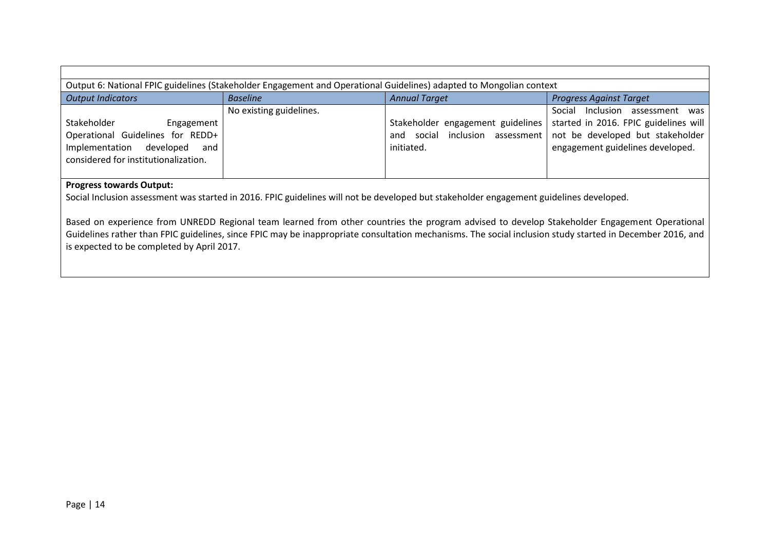| Output 6: National FPIC guidelines (Stakeholder Engagement and Operational Guidelines) adapted to Mongolian context | | | |
|---|---|---|---|
| *Output Indicators* | *Baseline* | *Annual Target* | *Progress Against Target* |
| Stakeholder Engagement Operational Guidelines for REDD+ Implementation developed and considered for institutionalization. | No existing guidelines. | Stakeholder engagement guidelines and social inclusion assessment initiated. | Social Inclusion assessment was started in 2016. FPIC guidelines will not be developed but stakeholder engagement guidelines developed. |

**Progress towards Output:**

Social Inclusion assessment was started in 2016. FPIC guidelines will not be developed but stakeholder engagement guidelines developed.

Based on experience from UNREDD Regional team learned from other countries the program advised to develop Stakeholder Engagement Operational Guidelines rather than FPIC guidelines, since FPIC may be inappropriate consultation mechanisms. The social inclusion study started in December 2016, and is expected to be completed by April 2017.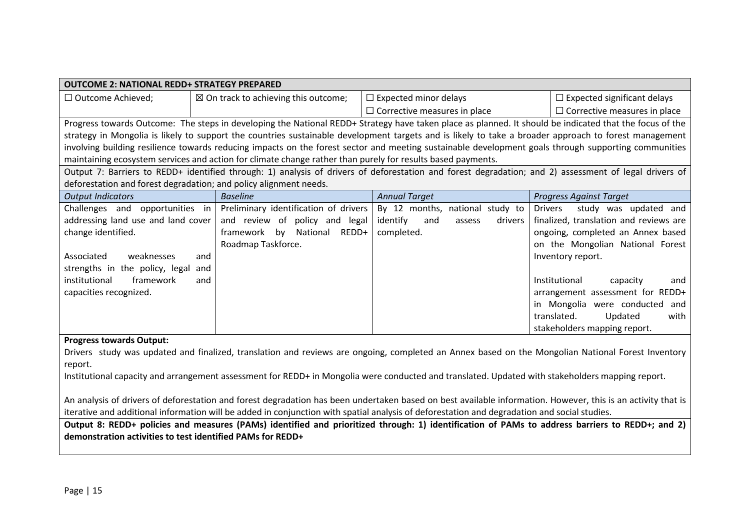| OUTCOME 2: NATIONAL REDD+ STRATEGY PREPARED | | | |
|---|---|---|---|
| ☐ Outcome Achieved; | ☒ On track to achieving this outcome; | ☐ Expected minor delays<br>☐ Corrective measures in place | ☐ Expected significant delays<br>☐ Corrective measures in place |

Progress towards Outcome: The steps in developing the National REDD+ Strategy have taken place as planned. It should be indicated that the focus of the strategy in Mongolia is likely to support the countries sustainable development targets and is likely to take a broader approach to forest management involving building resilience towards reducing impacts on the forest sector and meeting sustainable development goals through supporting communities maintaining ecosystem services and action for climate change rather than purely for results based payments.

Output 7: Barriers to REDD+ identified through: 1) analysis of drivers of deforestation and forest degradation; and 2) assessment of legal drivers of deforestation and forest degradation; and policy alignment needs.

| *Output Indicators* | *Baseline* | *Annual Target* | *Progress Against Target* |
|---|---|---|---|
| Challenges and opportunities in addressing land use and land cover change identified.<br><br>Associated weaknesses and strengths in the policy, legal and institutional framework and capacities recognized. | Preliminary identification of drivers and review of policy and legal framework by National REDD+ Roadmap Taskforce. | By 12 months, national study to identify and assess drivers completed. | Drivers study was updated and finalized, translation and reviews are ongoing, completed an Annex based on the Mongolian National Forest Inventory report.<br><br>Institutional capacity and arrangement assessment for REDD+ in Mongolia were conducted and translated. Updated with stakeholders mapping report. |

**Progress towards Output:**

Drivers study was updated and finalized, translation and reviews are ongoing, completed an Annex based on the Mongolian National Forest Inventory report.

Institutional capacity and arrangement assessment for REDD+ in Mongolia were conducted and translated. Updated with stakeholders mapping report.

An analysis of drivers of deforestation and forest degradation has been undertaken based on best available information. However, this is an activity that is iterative and additional information will be added in conjunction with spatial analysis of deforestation and degradation and social studies.

**Output 8: REDD+ policies and measures (PAMs) identified and prioritized through: 1) identification of PAMs to address barriers to REDD+; and 2) demonstration activities to test identified PAMs for REDD+**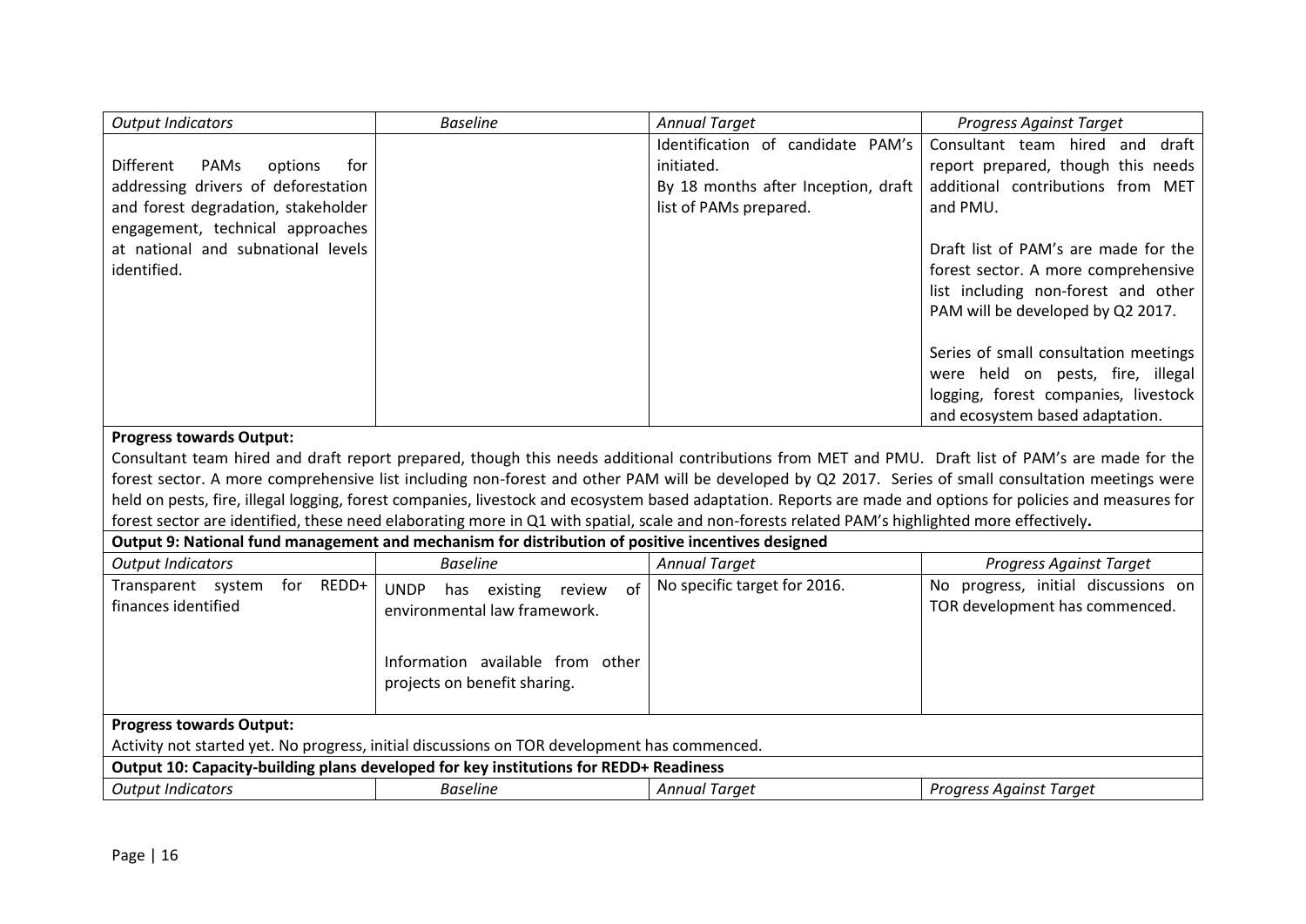| *Output Indicators* | *Baseline* | *Annual Target* | *Progress Against Target* |
|---|---|---|---|
| Different PAMs options for addressing drivers of deforestation and forest degradation, stakeholder engagement, technical approaches at national and subnational levels identified. | | Identification of candidate PAM's initiated.<br>By 18 months after Inception, draft list of PAMs prepared. | Consultant team hired and draft report prepared, though this needs additional contributions from MET and PMU.<br><br>Draft list of PAM's are made for the forest sector. A more comprehensive list including non-forest and other PAM will be developed by Q2 2017.<br><br>Series of small consultation meetings were held on pests, fire, illegal logging, forest companies, livestock and ecosystem based adaptation. |

**Progress towards Output:**

Consultant team hired and draft report prepared, though this needs additional contributions from MET and PMU. Draft list of PAM's are made for the forest sector. A more comprehensive list including non-forest and other PAM will be developed by Q2 2017. Series of small consultation meetings were held on pests, fire, illegal logging, forest companies, livestock and ecosystem based adaptation. Reports are made and options for policies and measures for forest sector are identified, these need elaborating more in Q1 with spatial, scale and non-forests related PAM's highlighted more effectively**.**

**Output 9: National fund management and mechanism for distribution of positive incentives designed**

| *Output Indicators* | *Baseline* | *Annual Target* | *Progress Against Target* |
|---|---|---|---|
| Transparent system for REDD+ finances identified | UNDP has existing review of environmental law framework.<br><br>Information available from other projects on benefit sharing. | No specific target for 2016. | No progress, initial discussions on TOR development has commenced. |

**Progress towards Output:**

Activity not started yet. No progress, initial discussions on TOR development has commenced.

**Output 10: Capacity-building plans developed for key institutions for REDD+ Readiness**

| *Output Indicators* | *Baseline* | *Annual Target* | *Progress Against Target* |
|---|---|---|---|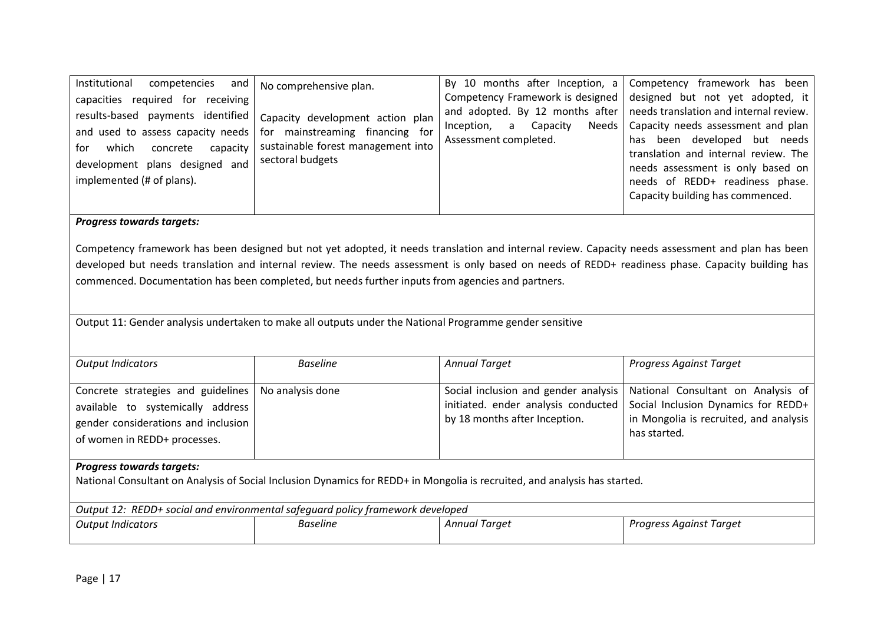| Institutional competencies and capacities required for receiving results-based payments identified and used to assess capacity needs for which concrete capacity development plans designed and implemented (# of plans). | No comprehensive plan.<br><br>Capacity development action plan for mainstreaming financing for sustainable forest management into sectoral budgets | By 10 months after Inception, a Competency Framework is designed and adopted. By 12 months after Inception, a Capacity Needs Assessment completed. | Competency framework has been designed but not yet adopted, it needs translation and internal review. Capacity needs assessment and plan has been developed but needs translation and internal review. The needs assessment is only based on needs of REDD+ readiness phase. Capacity building has commenced. |
|---|---|---|---|

***Progress towards targets:***

Competency framework has been designed but not yet adopted, it needs translation and internal review. Capacity needs assessment and plan has been developed but needs translation and internal review. The needs assessment is only based on needs of REDD+ readiness phase. Capacity building has commenced. Documentation has been completed, but needs further inputs from agencies and partners.

Output 11: Gender analysis undertaken to make all outputs under the National Programme gender sensitive

| *Output Indicators* | *Baseline* | *Annual Target* | *Progress Against Target* |
|---|---|---|---|
| Concrete strategies and guidelines available to systemically address gender considerations and inclusion of women in REDD+ processes. | No analysis done | Social inclusion and gender analysis initiated. ender analysis conducted by 18 months after Inception. | National Consultant on Analysis of Social Inclusion Dynamics for REDD+ in Mongolia is recruited, and analysis has started. |

***Progress towards targets:***

National Consultant on Analysis of Social Inclusion Dynamics for REDD+ in Mongolia is recruited, and analysis has started.

*Output 12: REDD+ social and environmental safeguard policy framework developed*

| *Output Indicators* | *Baseline* | *Annual Target* | *Progress Against Target* |
|---|---|---|---|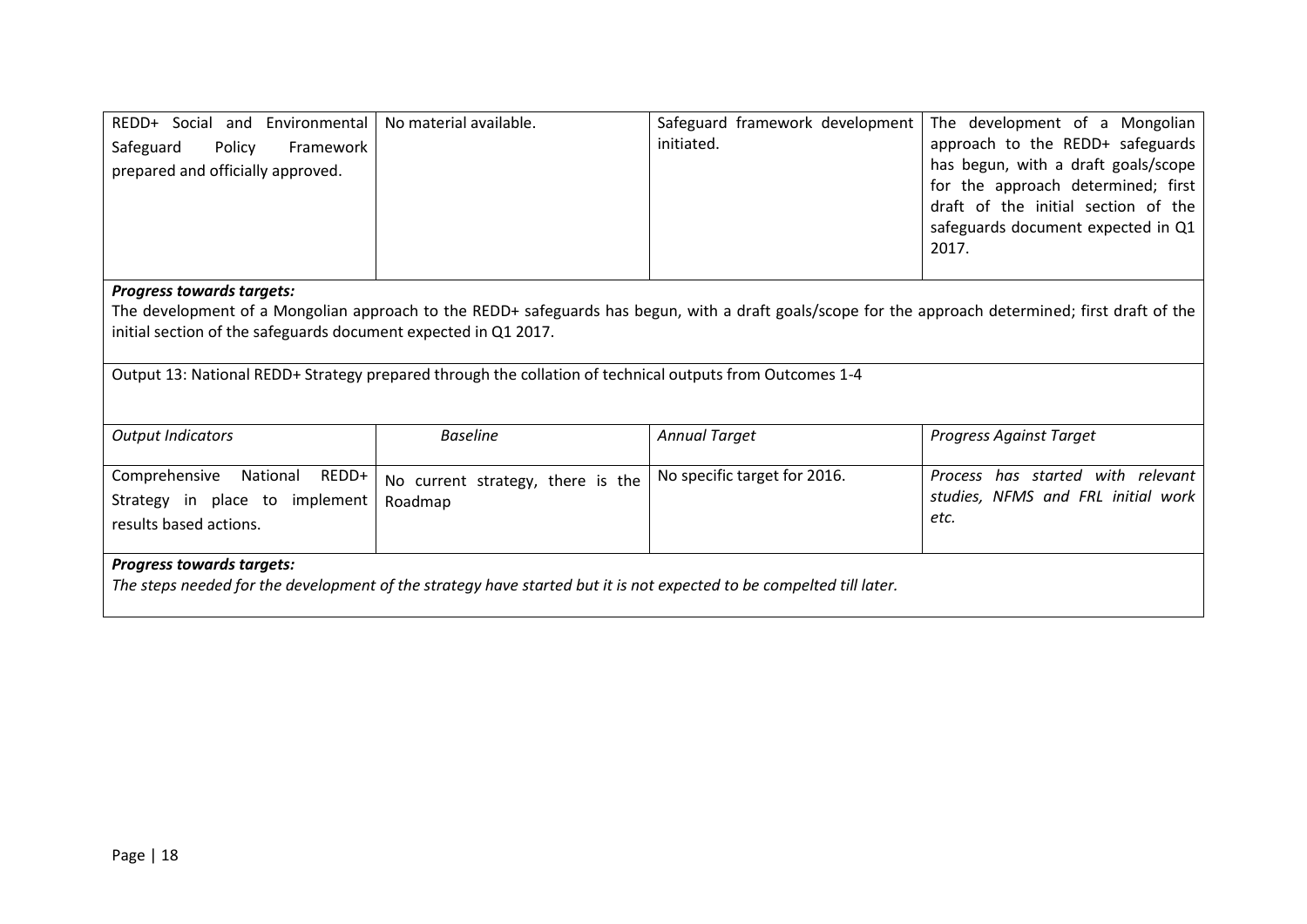| REDD+ Social and Environmental Safeguard Policy Framework prepared and officially approved. | No material available. | Safeguard framework development initiated. | The development of a Mongolian approach to the REDD+ safeguards has begun, with a draft goals/scope for the approach determined; first draft of the initial section of the safeguards document expected in Q1 2017. |
|---|---|---|---|

***Progress towards targets:***
The development of a Mongolian approach to the REDD+ safeguards has begun, with a draft goals/scope for the approach determined; first draft of the initial section of the safeguards document expected in Q1 2017.

Output 13: National REDD+ Strategy prepared through the collation of technical outputs from Outcomes 1-4

| *Output Indicators* | *Baseline* | *Annual Target* | *Progress Against Target* |
|---|---|---|---|
| Comprehensive National REDD+ Strategy in place to implement results based actions. | No current strategy, there is the Roadmap | No specific target for 2016. | *Process has started with relevant studies, NFMS and FRL initial work etc.* |

***Progress towards targets:***
*The steps needed for the development of the strategy have started but it is not expected to be compelted till later.*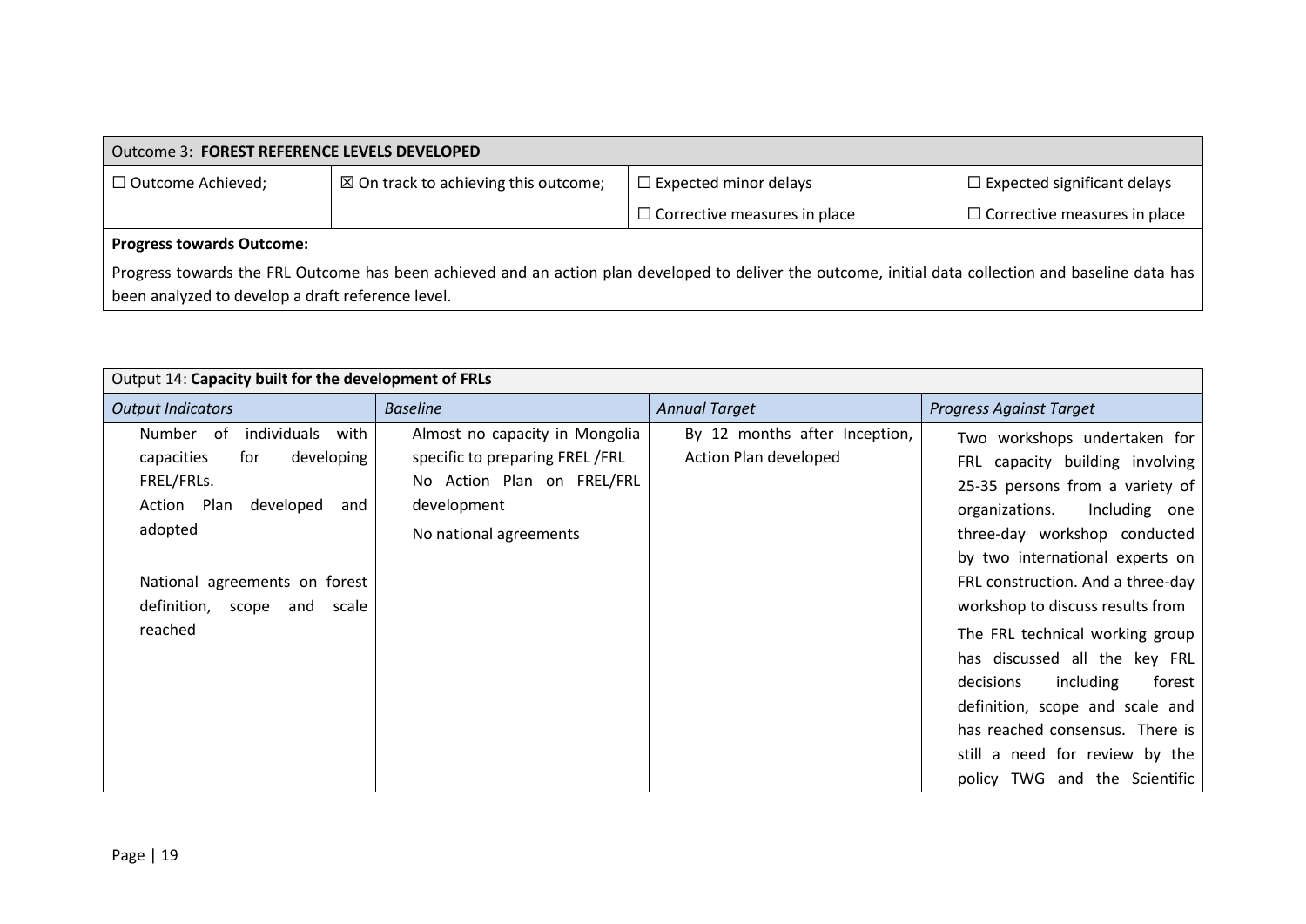| Outcome 3: **FOREST REFERENCE LEVELS DEVELOPED** | | | |
|---|---|---|---|
| ☐ Outcome Achieved; | ☒ On track to achieving this outcome; | ☐ Expected minor delays<br>☐ Corrective measures in place | ☐ Expected significant delays<br>☐ Corrective measures in place |
| **Progress towards Outcome:**<br>Progress towards the FRL Outcome has been achieved and an action plan developed to deliver the outcome, initial data collection and baseline data has been analyzed to develop a draft reference level. | | | |

| Output 14: **Capacity built for the development of FRLs** | | | |
|---|---|---|---|
| *Output Indicators* | *Baseline* | *Annual Target* | *Progress Against Target* |
| Number of individuals with capacities for developing FREL/FRLs.<br>Action Plan developed and adopted<br><br>National agreements on forest definition, scope and scale reached | Almost no capacity in Mongolia specific to preparing FREL /FRL<br>No Action Plan on FREL/FRL development<br>No national agreements | By 12 months after Inception, Action Plan developed | Two workshops undertaken for FRL capacity building involving 25-35 persons from a variety of organizations. Including one three-day workshop conducted by two international experts on FRL construction. And a three-day workshop to discuss results from<br>The FRL technical working group has discussed all the key FRL decisions including forest definition, scope and scale and has reached consensus. There is still a need for review by the policy TWG and the Scientific |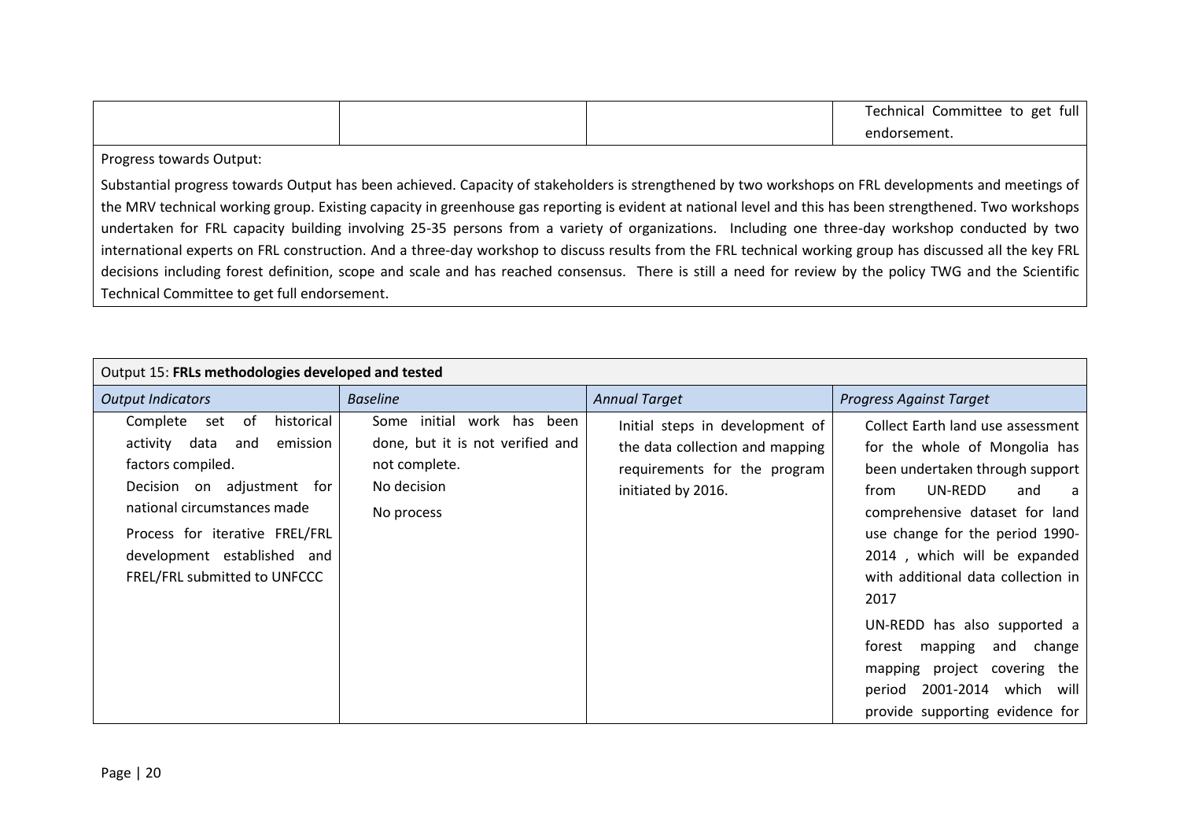| | | | Technical Committee to get full endorsement. |
|---|---|---|---|

Progress towards Output:

Substantial progress towards Output has been achieved. Capacity of stakeholders is strengthened by two workshops on FRL developments and meetings of the MRV technical working group. Existing capacity in greenhouse gas reporting is evident at national level and this has been strengthened. Two workshops undertaken for FRL capacity building involving 25-35 persons from a variety of organizations. Including one three-day workshop conducted by two international experts on FRL construction. And a three-day workshop to discuss results from the FRL technical working group has discussed all the key FRL decisions including forest definition, scope and scale and has reached consensus. There is still a need for review by the policy TWG and the Scientific Technical Committee to get full endorsement.

| Output 15: **FRLs methodologies developed and tested** | | | |
|---|---|---|---|
| *Output Indicators* | *Baseline* | *Annual Target* | *Progress Against Target* |
| Complete set of historical activity data and emission factors compiled.<br>Decision on adjustment for national circumstances made<br>Process for iterative FREL/FRL development established and FREL/FRL submitted to UNFCCC | Some initial work has been done, but it is not verified and not complete.<br>No decision<br>No process | Initial steps in development of the data collection and mapping requirements for the program initiated by 2016. | Collect Earth land use assessment for the whole of Mongolia has been undertaken through support from UN-REDD and a comprehensive dataset for land use change for the period 1990-2014 , which will be expanded with additional data collection in 2017<br>UN-REDD has also supported a forest mapping and change mapping project covering the period 2001-2014 which will provide supporting evidence for |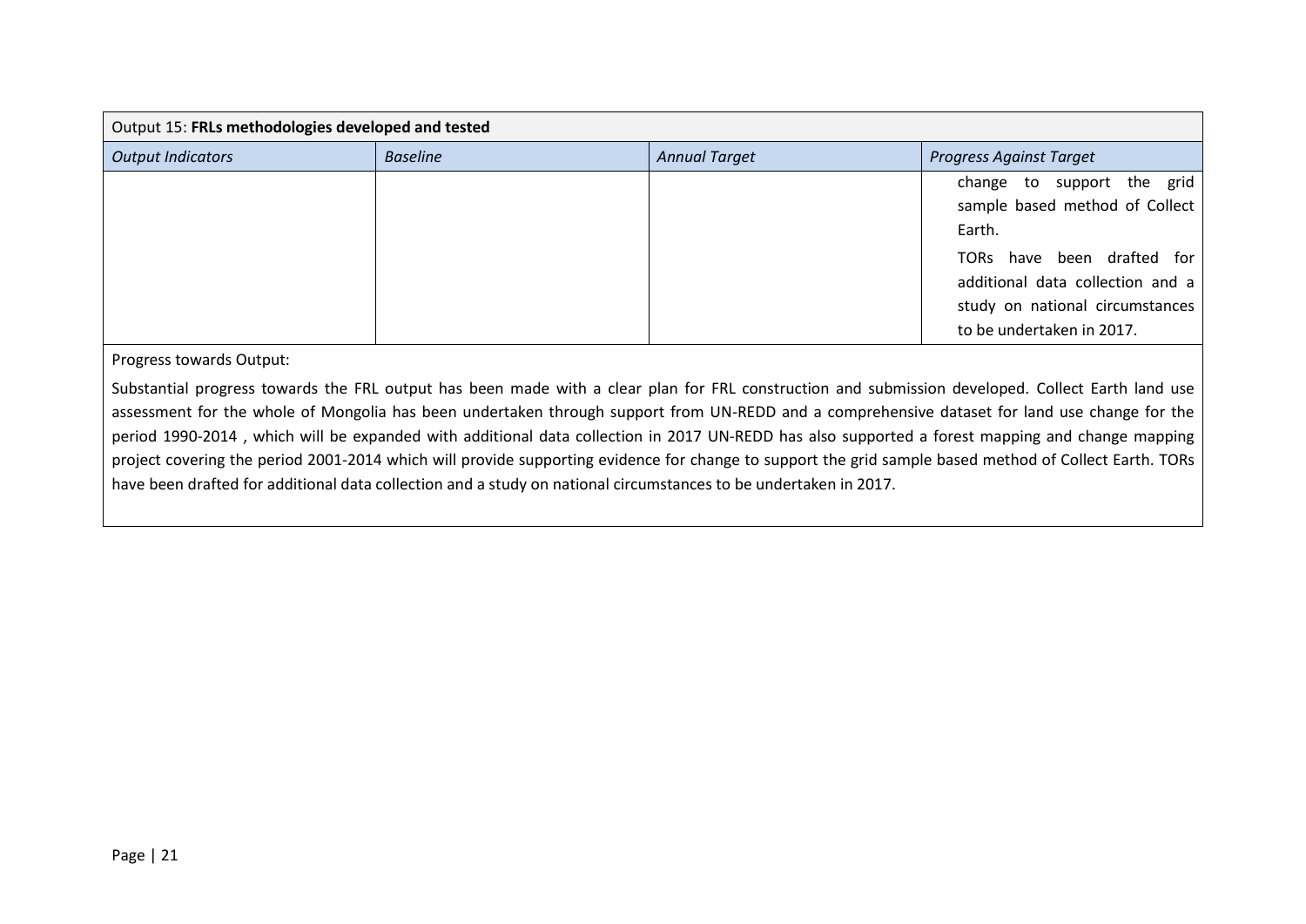| Output 15: **FRLs methodologies developed and tested** | | | |
|---|---|---|---|
| *Output Indicators* | *Baseline* | *Annual Target* | *Progress Against Target* |
| | | | change to support the grid sample based method of Collect Earth.<br><br>TORs have been drafted for additional data collection and a study on national circumstances to be undertaken in 2017. |

Progress towards Output:

Substantial progress towards the FRL output has been made with a clear plan for FRL construction and submission developed. Collect Earth land use assessment for the whole of Mongolia has been undertaken through support from UN-REDD and a comprehensive dataset for land use change for the period 1990-2014 , which will be expanded with additional data collection in 2017 UN-REDD has also supported a forest mapping and change mapping project covering the period 2001-2014 which will provide supporting evidence for change to support the grid sample based method of Collect Earth. TORs have been drafted for additional data collection and a study on national circumstances to be undertaken in 2017.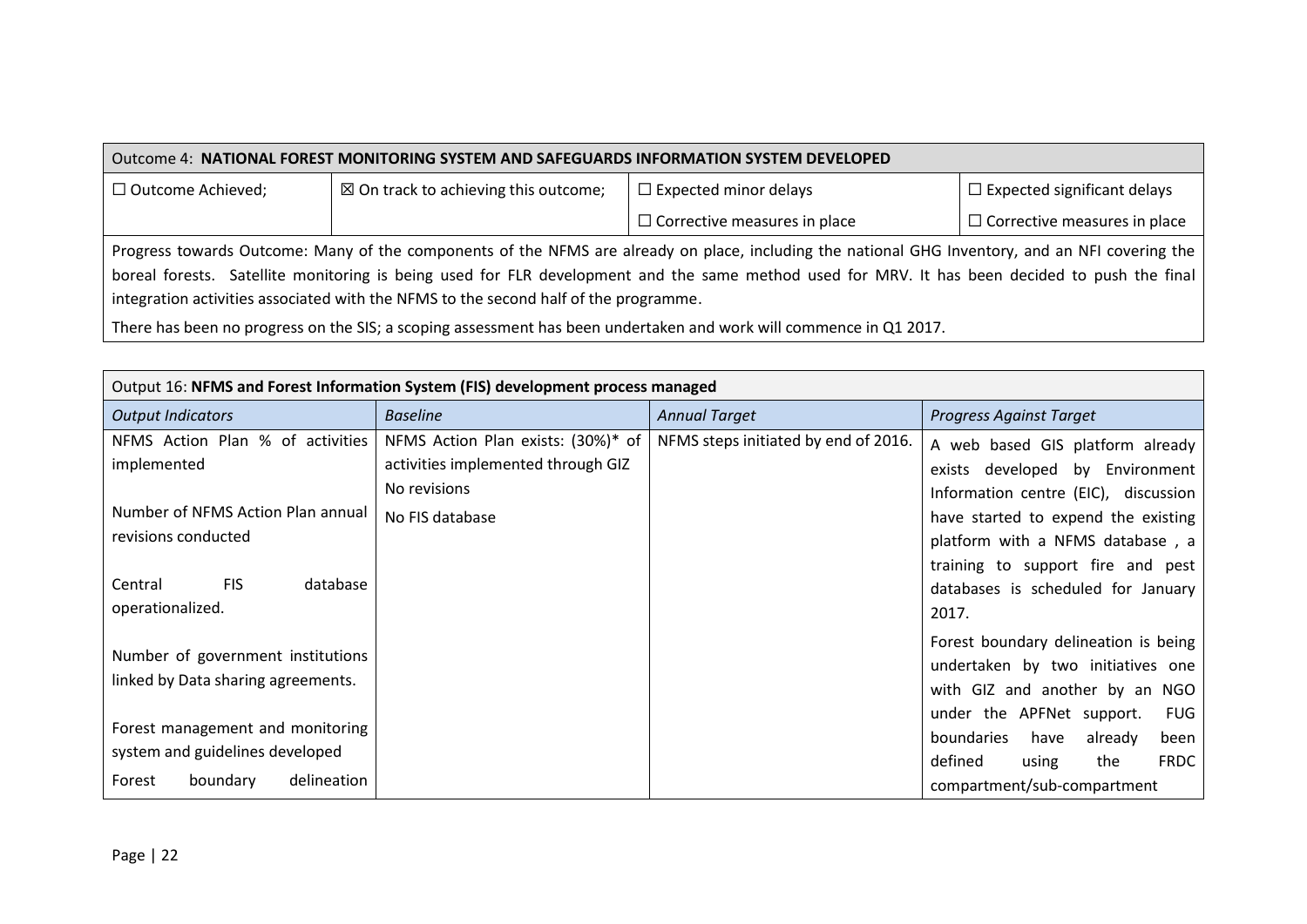| Outcome 4: **NATIONAL FOREST MONITORING SYSTEM AND SAFEGUARDS INFORMATION SYSTEM DEVELOPED** | | | |
|---|---|---|---|
| ☐ Outcome Achieved; | ☒ On track to achieving this outcome; | ☐ Expected minor delays<br>☐ Corrective measures in place | ☐ Expected significant delays<br>☐ Corrective measures in place |
| Progress towards Outcome: Many of the components of the NFMS are already on place, including the national GHG Inventory, and an NFI covering the boreal forests. Satellite monitoring is being used for FLR development and the same method used for MRV. It has been decided to push the final integration activities associated with the NFMS to the second half of the programme.<br>There has been no progress on the SIS; a scoping assessment has been undertaken and work will commence in Q1 2017. | | | |

| Output 16: **NFMS and Forest Information System (FIS) development process managed** | | | |
|---|---|---|---|
| *Output Indicators* | *Baseline* | *Annual Target* | *Progress Against Target* |
| NFMS Action Plan % of activities implemented<br><br>Number of NFMS Action Plan annual revisions conducted<br><br>Central FIS database operationalized.<br><br>Number of government institutions linked by Data sharing agreements.<br><br>Forest management and monitoring system and guidelines developed<br>Forest boundary delineation | NFMS Action Plan exists: (30%)* of activities implemented through GIZ<br>No revisions<br>No FIS database | NFMS steps initiated by end of 2016. | A web based GIS platform already exists developed by Environment Information centre (EIC), discussion have started to expend the existing platform with a NFMS database , a training to support fire and pest databases is scheduled for January 2017.<br>Forest boundary delineation is being undertaken by two initiatives one with GIZ and another by an NGO under the APFNet support. FUG boundaries have already been defined using the FRDC compartment/sub-compartment |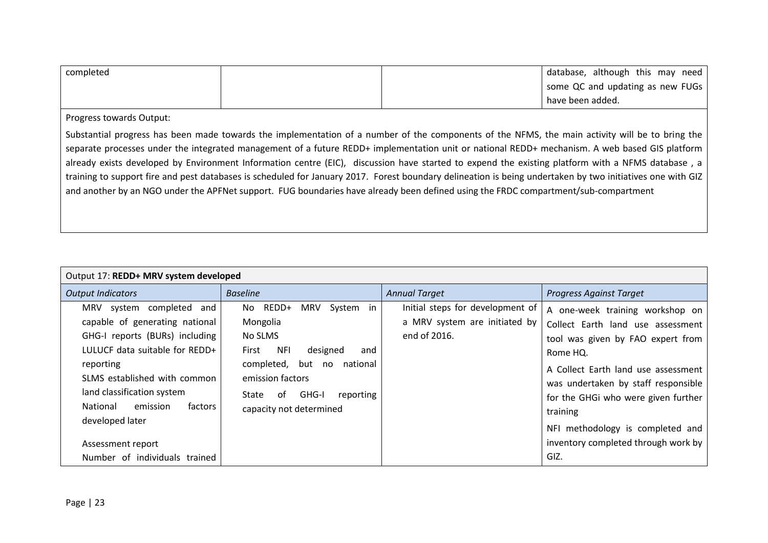| | | | |
|---|---|---|---|
| completed | | | database, although this may need some QC and updating as new FUGs have been added. |

Progress towards Output:

Substantial progress has been made towards the implementation of a number of the components of the NFMS, the main activity will be to bring the separate processes under the integrated management of a future REDD+ implementation unit or national REDD+ mechanism. A web based GIS platform already exists developed by Environment Information centre (EIC), discussion have started to expend the existing platform with a NFMS database , a training to support fire and pest databases is scheduled for January 2017. Forest boundary delineation is being undertaken by two initiatives one with GIZ and another by an NGO under the APFNet support. FUG boundaries have already been defined using the FRDC compartment/sub-compartment

| Output 17: **REDD+ MRV system developed** | | | |
|---|---|---|---|
| *Output Indicators* | *Baseline* | *Annual Target* | *Progress Against Target* |
| MRV system completed and capable of generating national GHG-I reports (BURs) including LULUCF data suitable for REDD+ reporting<br>SLMS established with common land classification system<br>National emission factors developed later<br><br>Assessment report<br>Number of individuals trained | No REDD+ MRV System in Mongolia<br>No SLMS<br>First NFI designed and completed, but no national emission factors<br>State of GHG-I reporting capacity not determined | Initial steps for development of a MRV system are initiated by end of 2016. | A one-week training workshop on Collect Earth land use assessment tool was given by FAO expert from Rome HQ.<br>A Collect Earth land use assessment was undertaken by staff responsible for the GHGi who were given further training<br>NFI methodology is completed and inventory completed through work by GIZ. |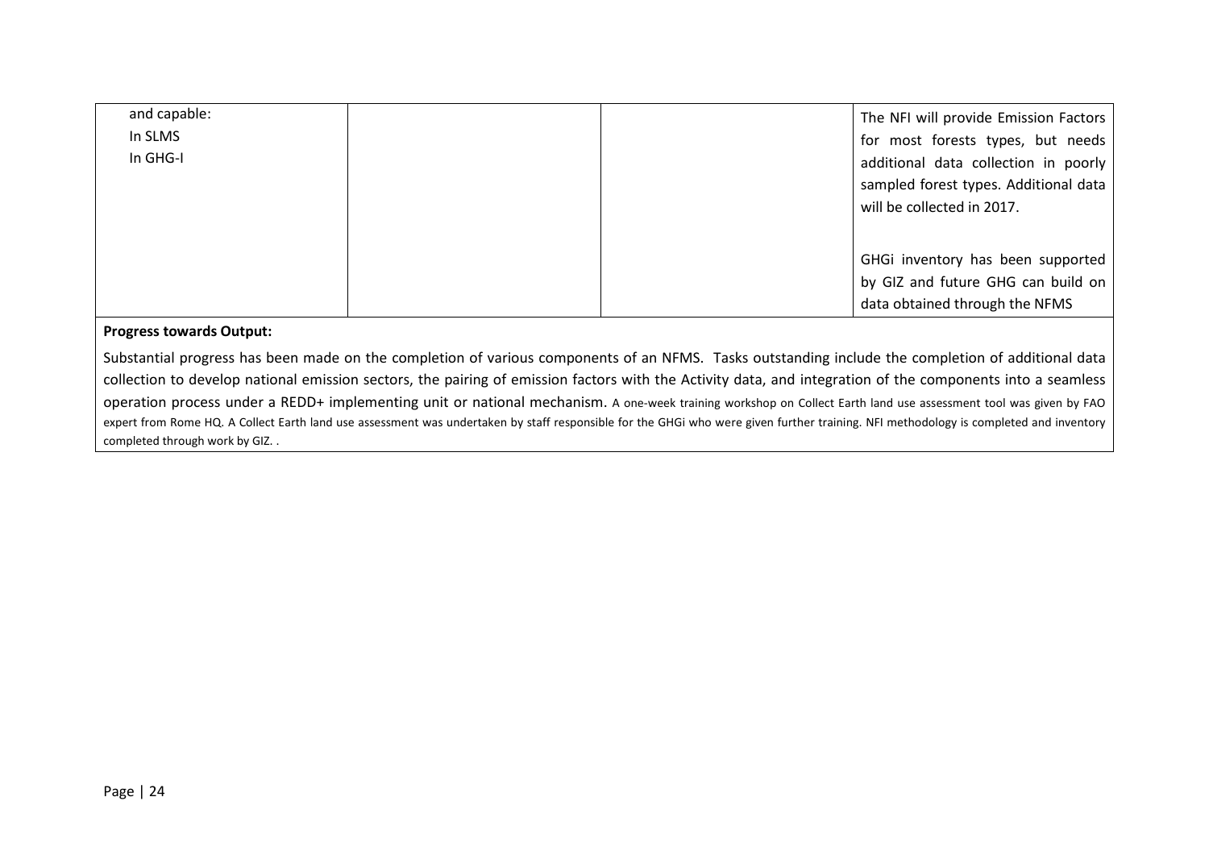| | | | |
|---|---|---|---|
| and capable:<br>In SLMS<br>In GHG-I | | | The NFI will provide Emission Factors for most forests types, but needs additional data collection in poorly sampled forest types. Additional data will be collected in 2017.<br><br>GHGi inventory has been supported by GIZ and future GHG can build on data obtained through the NFMS |

**Progress towards Output:**

Substantial progress has been made on the completion of various components of an NFMS. Tasks outstanding include the completion of additional data collection to develop national emission sectors, the pairing of emission factors with the Activity data, and integration of the components into a seamless operation process under a REDD+ implementing unit or national mechanism. A one-week training workshop on Collect Earth land use assessment tool was given by FAO expert from Rome HQ. A Collect Earth land use assessment was undertaken by staff responsible for the GHGi who were given further training. NFI methodology is completed and inventory completed through work by GIZ. .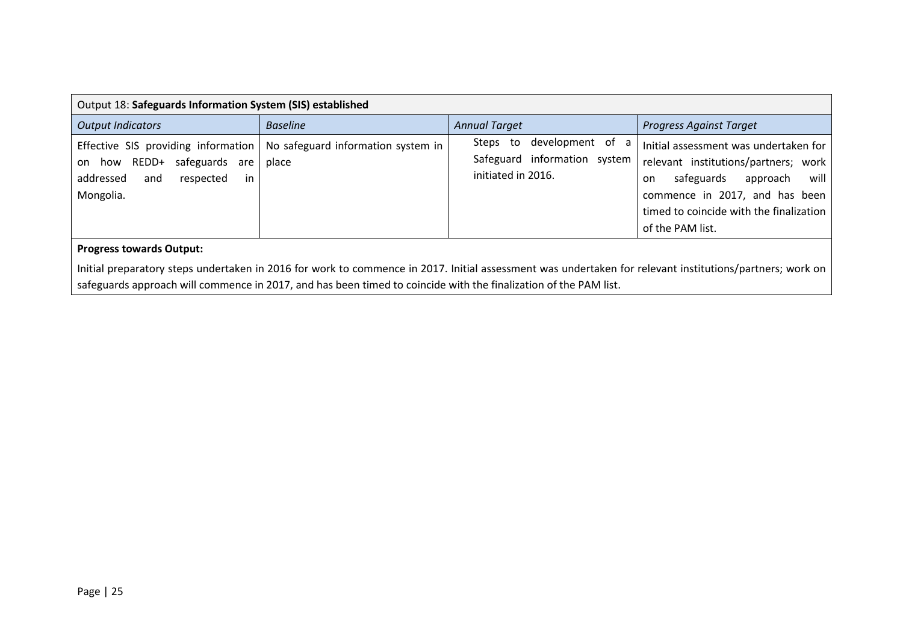| Output 18: **Safeguards Information System (SIS) established** | | | |
|---|---|---|---|
| *Output Indicators* | *Baseline* | *Annual Target* | *Progress Against Target* |
| Effective SIS providing information on how REDD+ safeguards are addressed and respected in Mongolia. | No safeguard information system in place | Steps to development of a Safeguard information system initiated in 2016. | Initial assessment was undertaken for relevant institutions/partners; work on safeguards approach will commence in 2017, and has been timed to coincide with the finalization of the PAM list. |

**Progress towards Output:**

Initial preparatory steps undertaken in 2016 for work to commence in 2017. Initial assessment was undertaken for relevant institutions/partners; work on safeguards approach will commence in 2017, and has been timed to coincide with the finalization of the PAM list.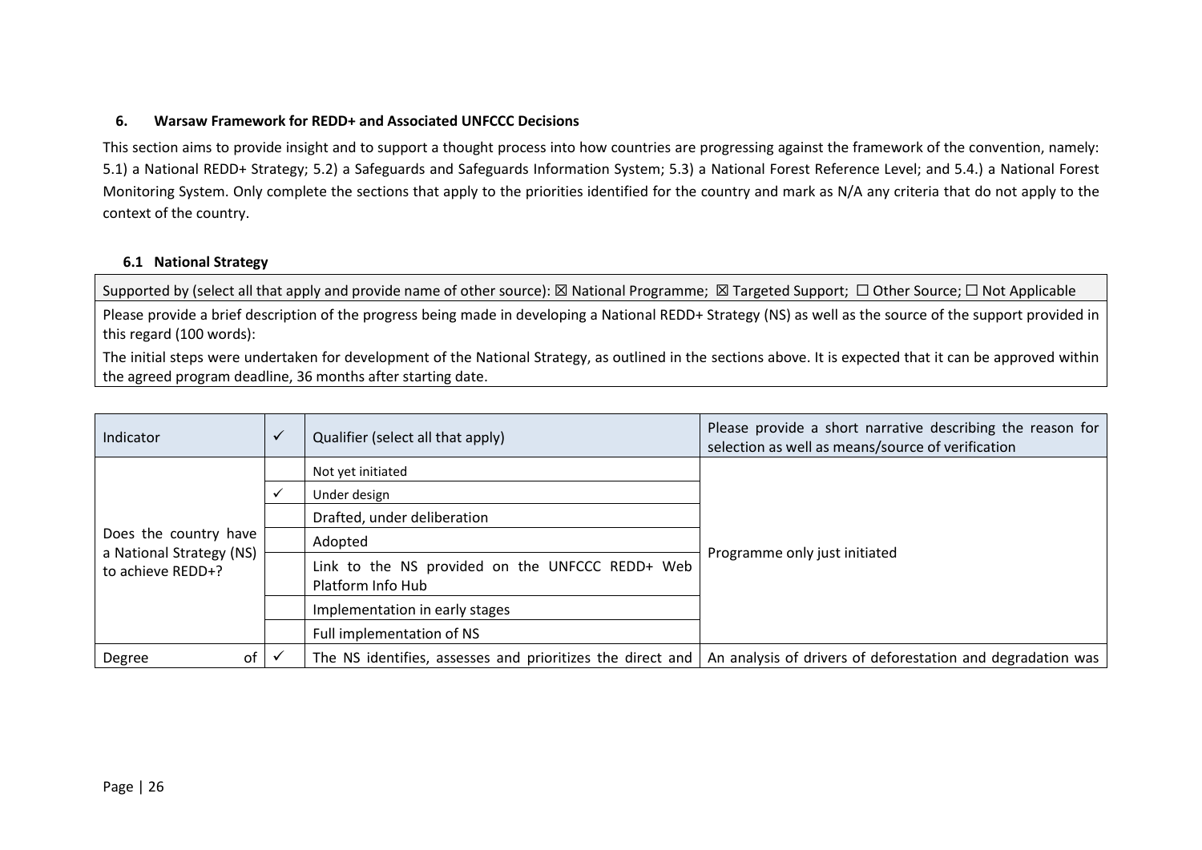### 6. Warsaw Framework for REDD+ and Associated UNFCCC Decisions

This section aims to provide insight and to support a thought process into how countries are progressing against the framework of the convention, namely: 5.1) a National REDD+ Strategy; 5.2) a Safeguards and Safeguards Information System; 5.3) a National Forest Reference Level; and 5.4.) a National Forest Monitoring System. Only complete the sections that apply to the priorities identified for the country and mark as N/A any criteria that do not apply to the context of the country.

#### 6.1 National Strategy

| Supported by (select all that apply and provide name of other source): ☒ National Programme; ☒ Targeted Support; ☐ Other Source; ☐ Not Applicable |
|---|
| Please provide a brief description of the progress being made in developing a National REDD+ Strategy (NS) as well as the source of the support provided in this regard (100 words):<br>The initial steps were undertaken for development of the National Strategy, as outlined in the sections above. It is expected that it can be approved within the agreed program deadline, 36 months after starting date. |

| Indicator | ✓ | Qualifier (select all that apply) | Please provide a short narrative describing the reason for selection as well as means/source of verification |
|---|---|---|---|
| Does the country have a National Strategy (NS) to achieve REDD+? | | Not yet initiated | Programme only just initiated |
| | ✓ | Under design | |
| | | Drafted, under deliberation | |
| | | Adopted | |
| | | Link to the NS provided on the UNFCCC REDD+ Web Platform Info Hub | |
| | | Implementation in early stages | |
| | | Full implementation of NS | |
| Degree of | ✓ | The NS identifies, assesses and prioritizes the direct and | An analysis of drivers of deforestation and degradation was |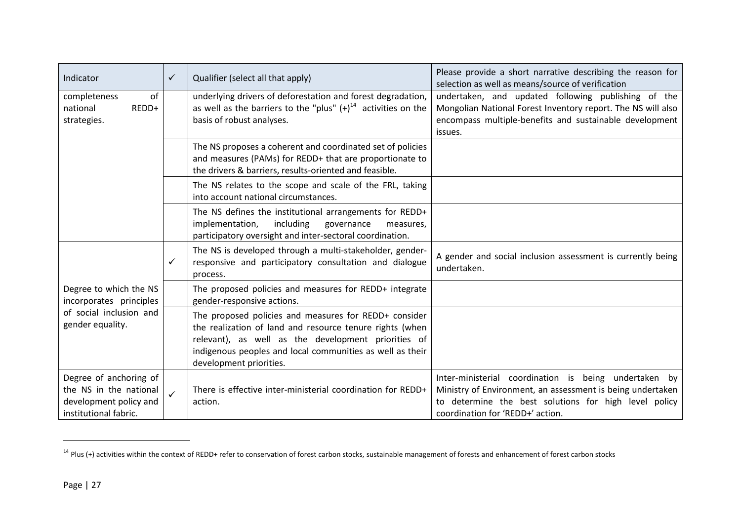| Indicator | ✓ | Qualifier (select all that apply) | Please provide a short narrative describing the reason for selection as well as means/source of verification |
|---|---|---|---|
| completeness of national REDD+ strategies. | | underlying drivers of deforestation and forest degradation, as well as the barriers to the "plus" (+)[14] activities on the basis of robust analyses. | undertaken, and updated following publishing of the Mongolian National Forest Inventory report. The NS will also encompass multiple-benefits and sustainable development issues. |
| | | The NS proposes a coherent and coordinated set of policies and measures (PAMs) for REDD+ that are proportionate to the drivers & barriers, results-oriented and feasible. | |
| | | The NS relates to the scope and scale of the FRL, taking into account national circumstances. | |
| | | The NS defines the institutional arrangements for REDD+ implementation, including governance measures, participatory oversight and inter-sectoral coordination. | |
| Degree to which the NS incorporates principles of social inclusion and gender equality. | ✓ | The NS is developed through a multi-stakeholder, gender-responsive and participatory consultation and dialogue process. | A gender and social inclusion assessment is currently being undertaken. |
| | | The proposed policies and measures for REDD+ integrate gender-responsive actions. | |
| | | The proposed policies and measures for REDD+ consider the realization of land and resource tenure rights (when relevant), as well as the development priorities of indigenous peoples and local communities as well as their development priorities. | |
| Degree of anchoring of the NS in the national development policy and institutional fabric. | ✓ | There is effective inter-ministerial coordination for REDD+ action. | Inter-ministerial coordination is being undertaken by Ministry of Environment, an assessment is being undertaken to determine the best solutions for high level policy coordination for 'REDD+' action. |

[14] Plus (+) activities within the context of REDD+ refer to conservation of forest carbon stocks, sustainable management of forests and enhancement of forest carbon stocks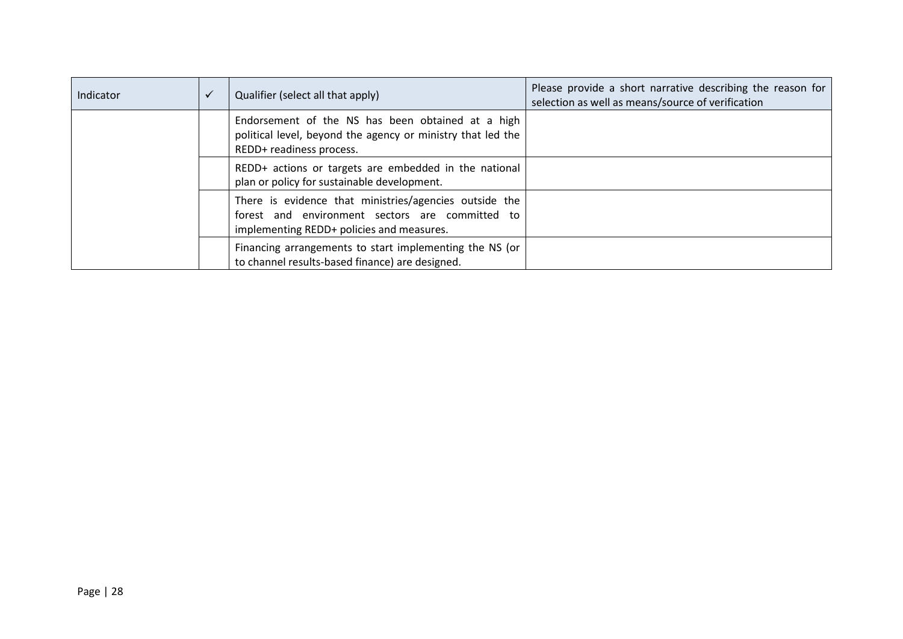| Indicator | ✓ | Qualifier (select all that apply) | Please provide a short narrative describing the reason for selection as well as means/source of verification |
|---|---|---|---|
| | | Endorsement of the NS has been obtained at a high political level, beyond the agency or ministry that led the REDD+ readiness process. | |
| | | REDD+ actions or targets are embedded in the national plan or policy for sustainable development. | |
| | | There is evidence that ministries/agencies outside the forest and environment sectors are committed to implementing REDD+ policies and measures. | |
| | | Financing arrangements to start implementing the NS (or to channel results-based finance) are designed. | |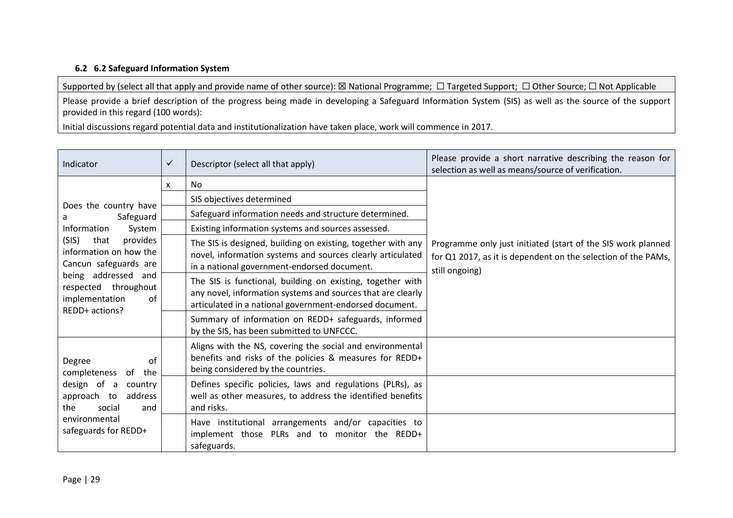### 6.2 6.2 Safeguard Information System

| Supported by (select all that apply and provide name of other source): ☒ National Programme; ☐ Targeted Support; ☐ Other Source; ☐ Not Applicable |
|---|
| Please provide a brief description of the progress being made in developing a Safeguard Information System (SIS) as well as the source of the support provided in this regard (100 words): |
| Initial discussions regard potential data and institutionalization have taken place, work will commence in 2017. |

| Indicator | ✓ | Descriptor (select all that apply) | Please provide a short narrative describing the reason for selection as well as means/source of verification. |
|---|---|---|---|
| Does the country have a Safeguard Information System (SIS) that provides information on how the Cancun safeguards are being addressed and respected throughout implementation of REDD+ actions? | x | No | Programme only just initiated (start of the SIS work planned for Q1 2017, as it is dependent on the selection of the PAMs, still ongoing) |
| | | SIS objectives determined | |
| | | Safeguard information needs and structure determined. | |
| | | Existing information systems and sources assessed. | |
| | | The SIS is designed, building on existing, together with any novel, information systems and sources clearly articulated in a national government-endorsed document. | |
| | | The SIS is functional, building on existing, together with any novel, information systems and sources that are clearly articulated in a national government-endorsed document. | |
| | | Summary of information on REDD+ safeguards, informed by the SIS, has been submitted to UNFCCC. | |
| Degree of completeness of the design of a country approach to address the social and environmental safeguards for REDD+ | | Aligns with the NS, covering the social and environmental benefits and risks of the policies & measures for REDD+ being considered by the countries. | |
| | | Defines specific policies, laws and regulations (PLRs), as well as other measures, to address the identified benefits and risks. | |
| | | Have institutional arrangements and/or capacities to implement those PLRs and to monitor the REDD+ safeguards. | |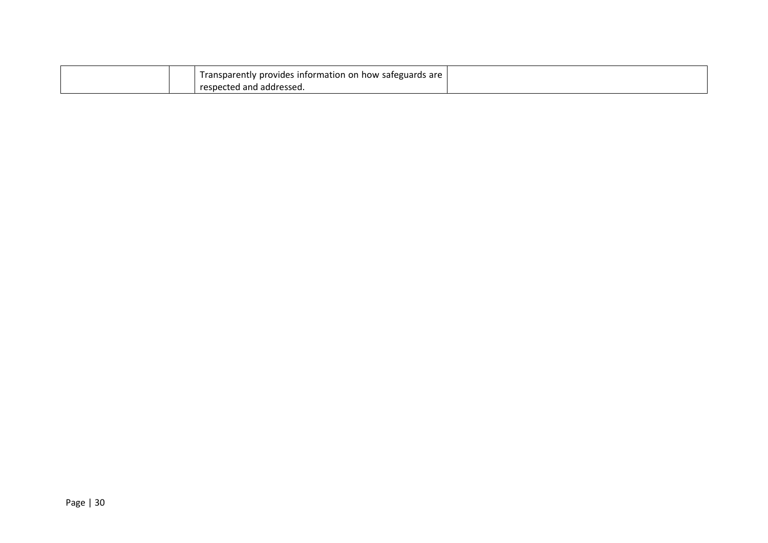| | | | |
|---|---|---|---|
| | | Transparently provides information on how safeguards are respected and addressed. | |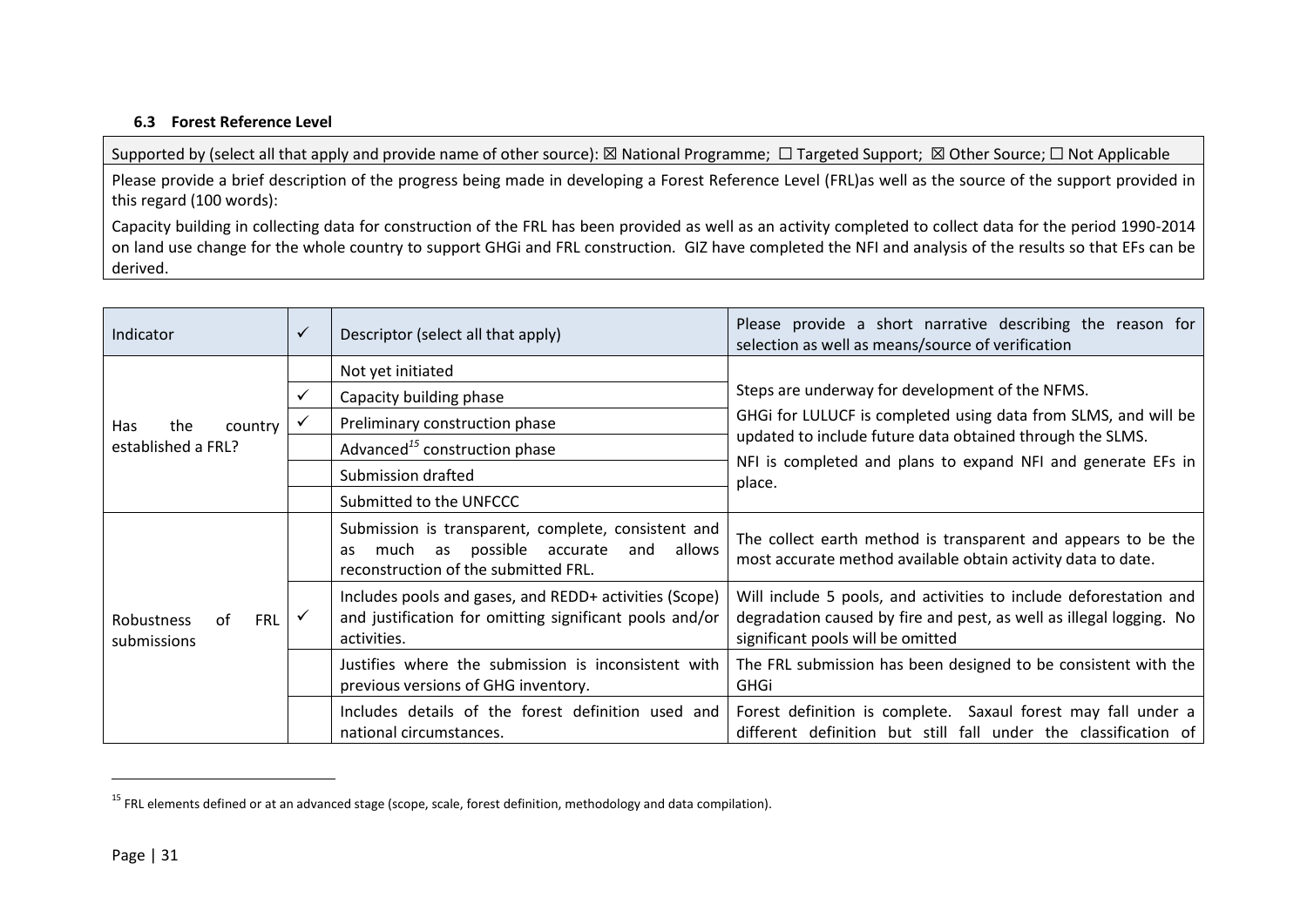### 6.3 Forest Reference Level

| Supported by (select all that apply and provide name of other source): ☒ National Programme; ☐ Targeted Support; ☒ Other Source; ☐ Not Applicable |
|---|
| Please provide a brief description of the progress being made in developing a Forest Reference Level (FRL)as well as the source of the support provided in this regard (100 words):<br><br>Capacity building in collecting data for construction of the FRL has been provided as well as an activity completed to collect data for the period 1990-2014 on land use change for the whole country to support GHGi and FRL construction. GIZ have completed the NFI and analysis of the results so that EFs can be derived. |

| Indicator | ✓ | Descriptor (select all that apply) | Please provide a short narrative describing the reason for selection as well as means/source of verification |
|---|---|---|---|
| Has the country established a FRL? | | Not yet initiated | Steps are underway for development of the NFMS.<br><br>GHGi for LULUCF is completed using data from SLMS, and will be updated to include future data obtained through the SLMS.<br><br>NFI is completed and plans to expand NFI and generate EFs in place. |
| | ✓ | Capacity building phase | |
| | ✓ | Preliminary construction phase | |
| | | Advanced[15] construction phase | |
| | | Submission drafted | |
| | | Submitted to the UNFCCC | |
| Robustness of FRL submissions | | Submission is transparent, complete, consistent and as much as possible accurate and allows reconstruction of the submitted FRL. | The collect earth method is transparent and appears to be the most accurate method available obtain activity data to date. |
| | ✓ | Includes pools and gases, and REDD+ activities (Scope) and justification for omitting significant pools and/or activities. | Will include 5 pools, and activities to include deforestation and degradation caused by fire and pest, as well as illegal logging. No significant pools will be omitted |
| | | Justifies where the submission is inconsistent with previous versions of GHG inventory. | The FRL submission has been designed to be consistent with the GHGi |
| | | Includes details of the forest definition used and national circumstances. | Forest definition is complete. Saxaul forest may fall under a different definition but still fall under the classification of |

[15] FRL elements defined or at an advanced stage (scope, scale, forest definition, methodology and data compilation).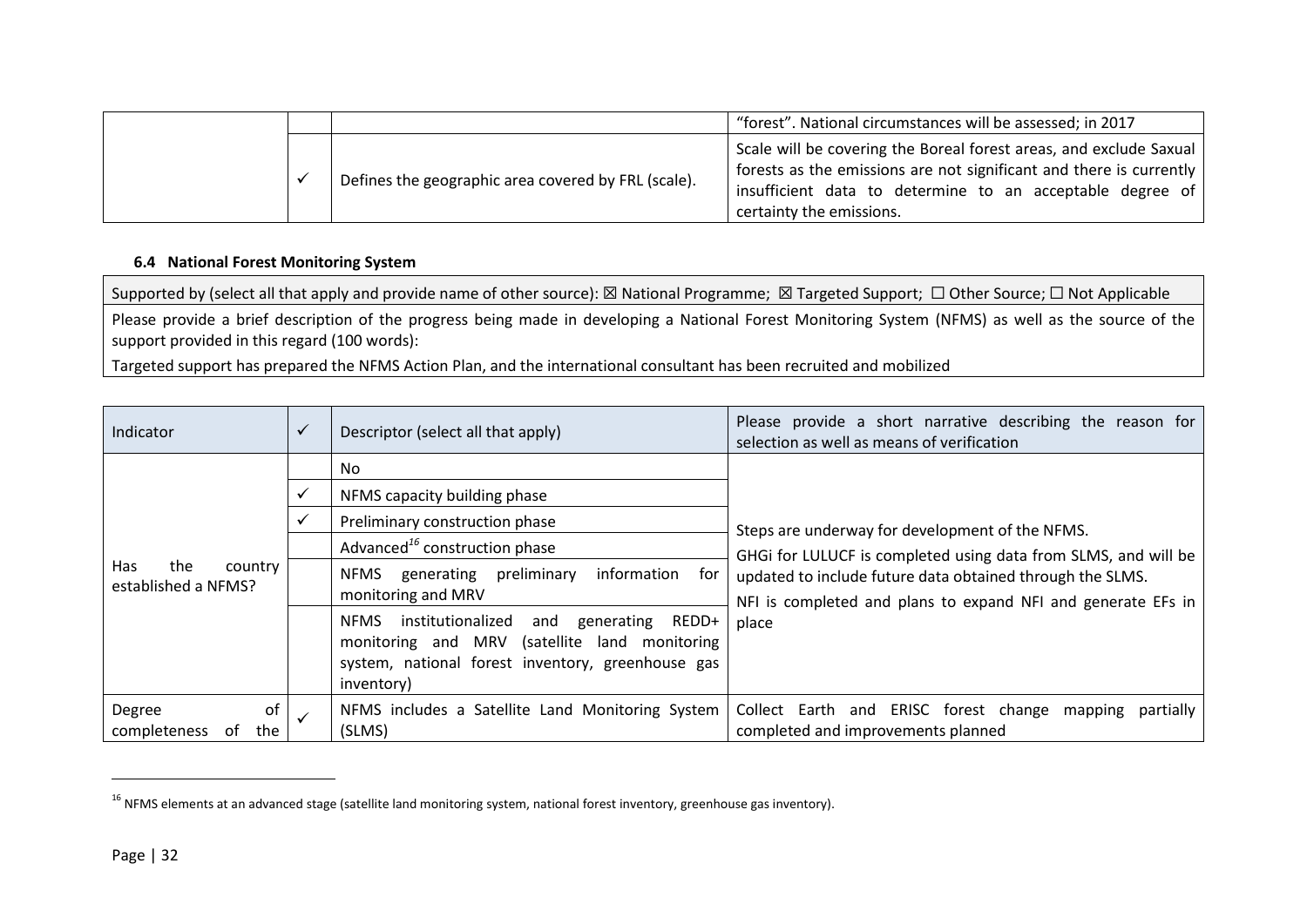| | | | |
|---|---|---|---|
| | | | "forest". National circumstances will be assessed; in 2017 |
| | ✓ | Defines the geographic area covered by FRL (scale). | Scale will be covering the Boreal forest areas, and exclude Saxual forests as the emissions are not significant and there is currently insufficient data to determine to an acceptable degree of certainty the emissions. |

### 6.4 National Forest Monitoring System

| |
|---|
| Supported by (select all that apply and provide name of other source): ☒ National Programme; ☒ Targeted Support; ☐ Other Source; ☐ Not Applicable |
| Please provide a brief description of the progress being made in developing a National Forest Monitoring System (NFMS) as well as the source of the support provided in this regard (100 words):<br>Targeted support has prepared the NFMS Action Plan, and the international consultant has been recruited and mobilized |

| Indicator | ✓ | Descriptor (select all that apply) | Please provide a short narrative describing the reason for selection as well as means of verification |
|---|---|---|---|
| Has the country established a NFMS? | | No | Steps are underway for development of the NFMS.<br>GHGi for LULUCF is completed using data from SLMS, and will be updated to include future data obtained through the SLMS.<br>NFI is completed and plans to expand NFI and generate EFs in place |
| | ✓ | NFMS capacity building phase | |
| | ✓ | Preliminary construction phase | |
| | | Advanced[16] construction phase | |
| | | NFMS generating preliminary information for monitoring and MRV | |
| | | NFMS institutionalized and generating REDD+ monitoring and MRV (satellite land monitoring system, national forest inventory, greenhouse gas inventory) | |
| Degree of completeness of the | ✓ | NFMS includes a Satellite Land Monitoring System (SLMS) | Collect Earth and ERISC forest change mapping partially completed and improvements planned |

[16] NFMS elements at an advanced stage (satellite land monitoring system, national forest inventory, greenhouse gas inventory).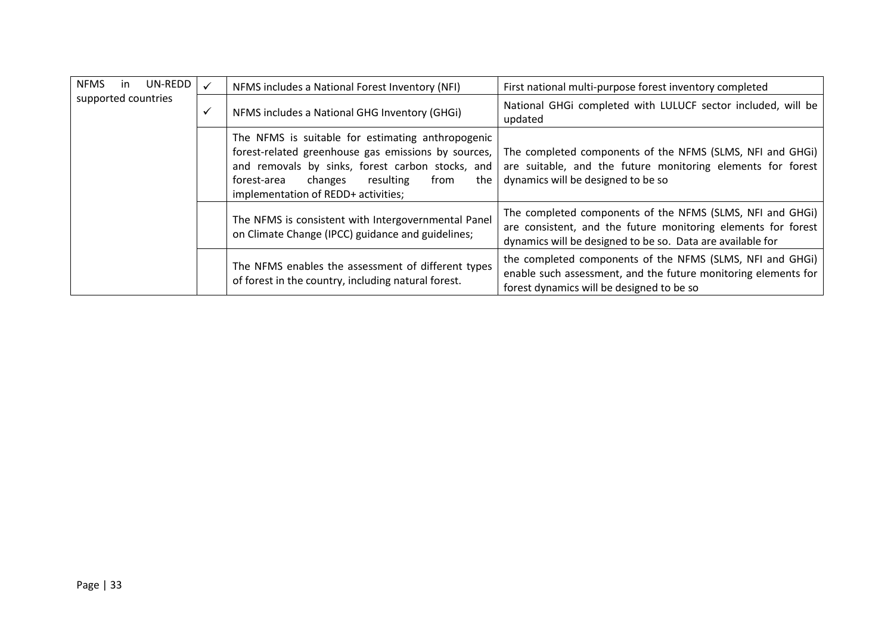| | | | |
|---|---|---|---|
| NFMS in UN-REDD supported countries | ✓ | NFMS includes a National Forest Inventory (NFI) | First national multi-purpose forest inventory completed |
| | ✓ | NFMS includes a National GHG Inventory (GHGi) | National GHGi completed with LULUCF sector included, will be updated |
| | | The NFMS is suitable for estimating anthropogenic forest-related greenhouse gas emissions by sources, and removals by sinks, forest carbon stocks, and forest-area changes resulting from the implementation of REDD+ activities; | The completed components of the NFMS (SLMS, NFI and GHGi) are suitable, and the future monitoring elements for forest dynamics will be designed to be so |
| | | The NFMS is consistent with Intergovernmental Panel on Climate Change (IPCC) guidance and guidelines; | The completed components of the NFMS (SLMS, NFI and GHGi) are consistent, and the future monitoring elements for forest dynamics will be designed to be so. Data are available for |
| | | The NFMS enables the assessment of different types of forest in the country, including natural forest. | the completed components of the NFMS (SLMS, NFI and GHGi) enable such assessment, and the future monitoring elements for forest dynamics will be designed to be so |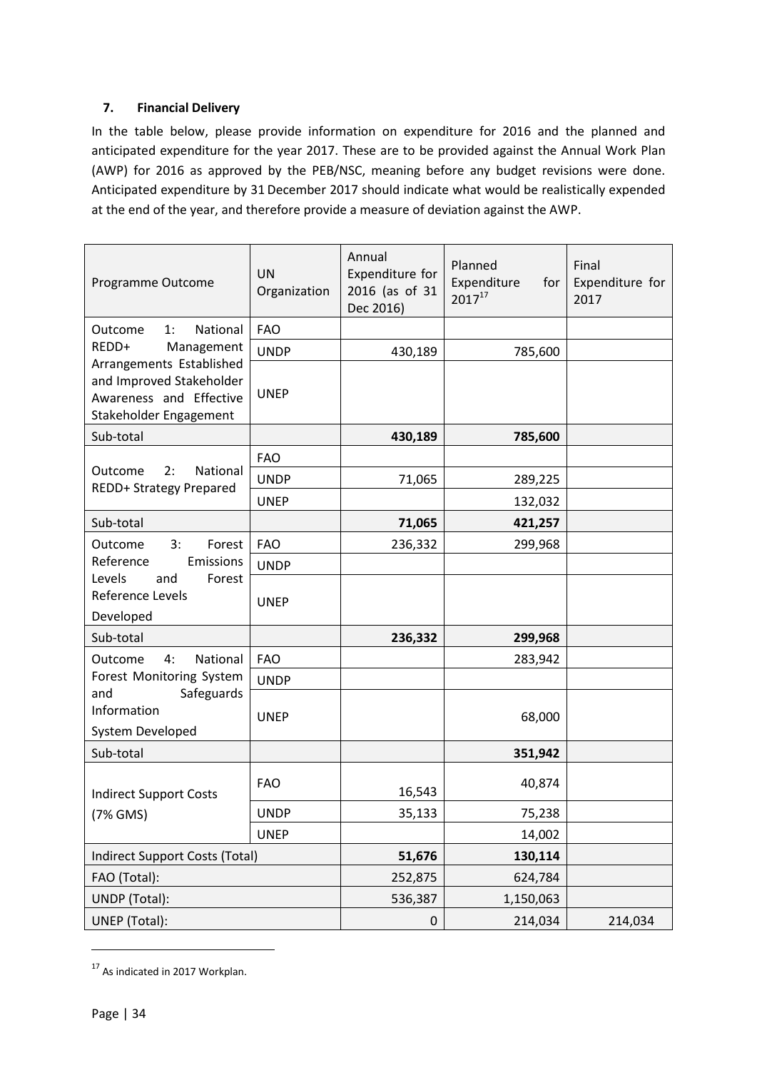## 7. Financial Delivery

In the table below, please provide information on expenditure for 2016 and the planned and anticipated expenditure for the year 2017. These are to be provided against the Annual Work Plan (AWP) for 2016 as approved by the PEB/NSC, meaning before any budget revisions were done. Anticipated expenditure by 31 December 2017 should indicate what would be realistically expended at the end of the year, and therefore provide a measure of deviation against the AWP.

| Programme Outcome | UN Organization | Annual Expenditure for 2016 (as of 31 Dec 2016) | Planned Expenditure for 2017[17] | Final Expenditure for 2017 |
|---|---|---|---|---|
| Outcome 1: National REDD+ Management Arrangements Established and Improved Stakeholder Awareness and Effective Stakeholder Engagement | FAO | | | |
| | UNDP | 430,189 | 785,600 | |
| | UNEP | | | |
| Sub-total | | **430,189** | **785,600** | |
| Outcome 2: National REDD+ Strategy Prepared | FAO | | | |
| | UNDP | 71,065 | 289,225 | |
| | UNEP | | 132,032 | |
| Sub-total | | **71,065** | **421,257** | |
| Outcome 3: Forest Reference Emissions Levels and Forest Reference Levels Developed | FAO | 236,332 | 299,968 | |
| | UNDP | | | |
| | UNEP | | | |
| Sub-total | | **236,332** | **299,968** | |
| Outcome 4: National Forest Monitoring System and Safeguards Information System Developed | FAO | | 283,942 | |
| | UNDP | | | |
| | UNEP | | 68,000 | |
| Sub-total | | | **351,942** | |
| Indirect Support Costs (7% GMS) | FAO | 16,543 | 40,874 | |
| | UNDP | 35,133 | 75,238 | |
| | UNEP | | 14,002 | |
| Indirect Support Costs (Total) | | **51,676** | **130,114** | |
| FAO (Total): | | 252,875 | 624,784 | |
| UNDP (Total): | | 536,387 | 1,150,063 | |
| UNEP (Total): | | 0 | 214,034 | 214,034 |

[17] As indicated in 2017 Workplan.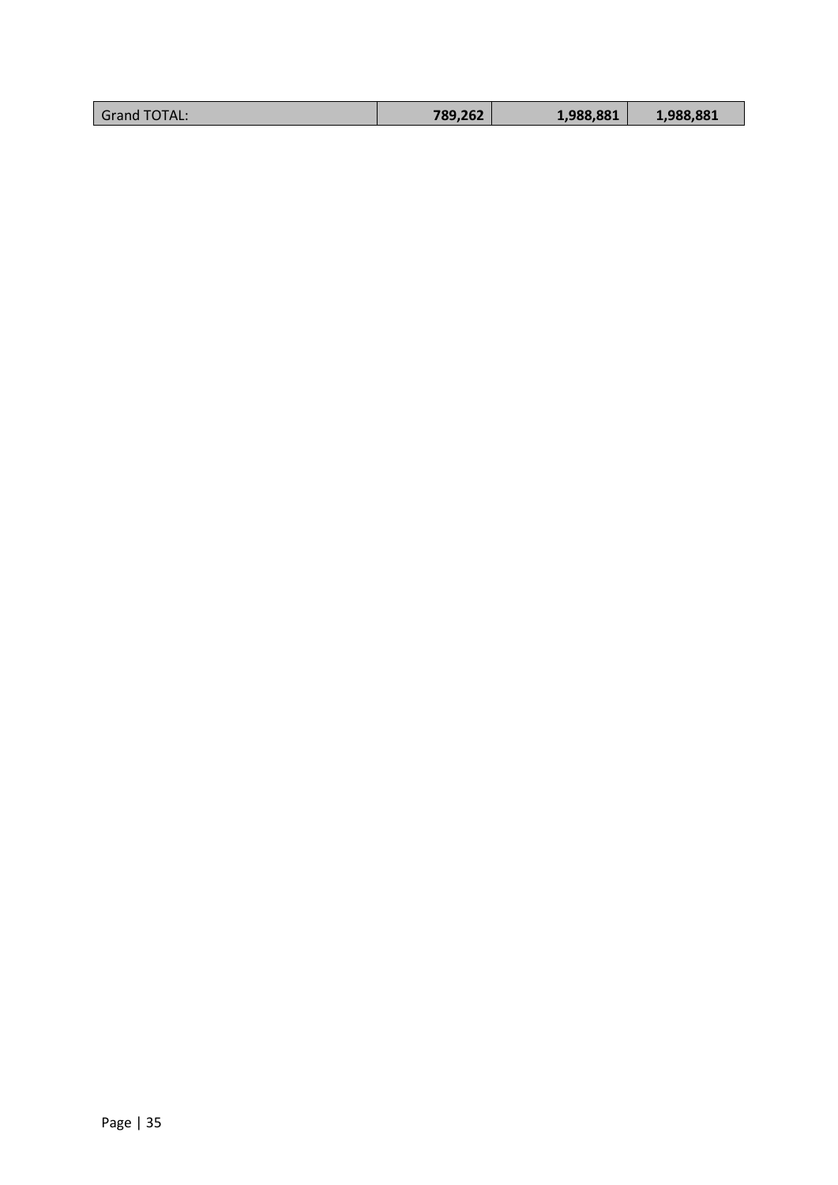| Grand TOTAL: | **789,262** | **1,988,881** | **1,988,881** |
|---|---|---|---|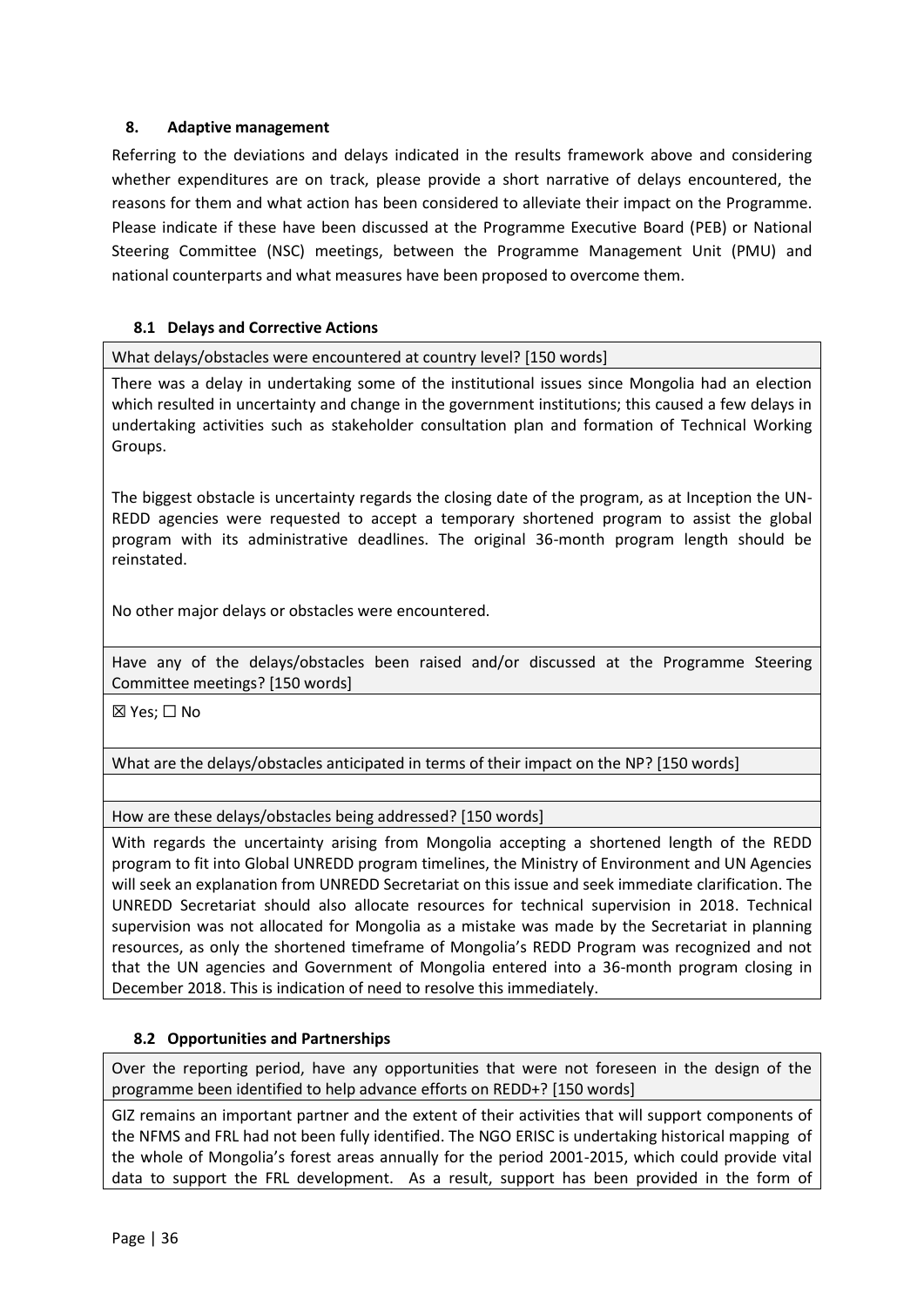### 8. Adaptive management

Referring to the deviations and delays indicated in the results framework above and considering whether expenditures are on track, please provide a short narrative of delays encountered, the reasons for them and what action has been considered to alleviate their impact on the Programme. Please indicate if these have been discussed at the Programme Executive Board (PEB) or National Steering Committee (NSC) meetings, between the Programme Management Unit (PMU) and national counterparts and what measures have been proposed to overcome them.

#### 8.1 Delays and Corrective Actions

| What delays/obstacles were encountered at country level? [150 words] |
|---|
| There was a delay in undertaking some of the institutional issues since Mongolia had an election which resulted in uncertainty and change in the government institutions; this caused a few delays in undertaking activities such as stakeholder consultation plan and formation of Technical Working Groups.<br><br>The biggest obstacle is uncertainty regards the closing date of the program, as at Inception the UN-REDD agencies were requested to accept a temporary shortened program to assist the global program with its administrative deadlines. The original 36-month program length should be reinstated.<br><br>No other major delays or obstacles were encountered. |
| Have any of the delays/obstacles been raised and/or discussed at the Programme Steering Committee meetings? [150 words] |
| ☒ Yes; ☐ No |
| What are the delays/obstacles anticipated in terms of their impact on the NP? [150 words] |
| |
| How are these delays/obstacles being addressed? [150 words] |
| With regards the uncertainty arising from Mongolia accepting a shortened length of the REDD program to fit into Global UNREDD program timelines, the Ministry of Environment and UN Agencies will seek an explanation from UNREDD Secretariat on this issue and seek immediate clarification. The UNREDD Secretariat should also allocate resources for technical supervision in 2018. Technical supervision was not allocated for Mongolia as a mistake was made by the Secretariat in planning resources, as only the shortened timeframe of Mongolia's REDD Program was recognized and not that the UN agencies and Government of Mongolia entered into a 36-month program closing in December 2018. This is indication of need to resolve this immediately. |

#### 8.2 Opportunities and Partnerships

| Over the reporting period, have any opportunities that were not foreseen in the design of the programme been identified to help advance efforts on REDD+? [150 words] |
|---|
| GIZ remains an important partner and the extent of their activities that will support components of the NFMS and FRL had not been fully identified. The NGO ERISC is undertaking historical mapping of the whole of Mongolia's forest areas annually for the period 2001-2015, which could provide vital data to support the FRL development. As a result, support has been provided in the form of |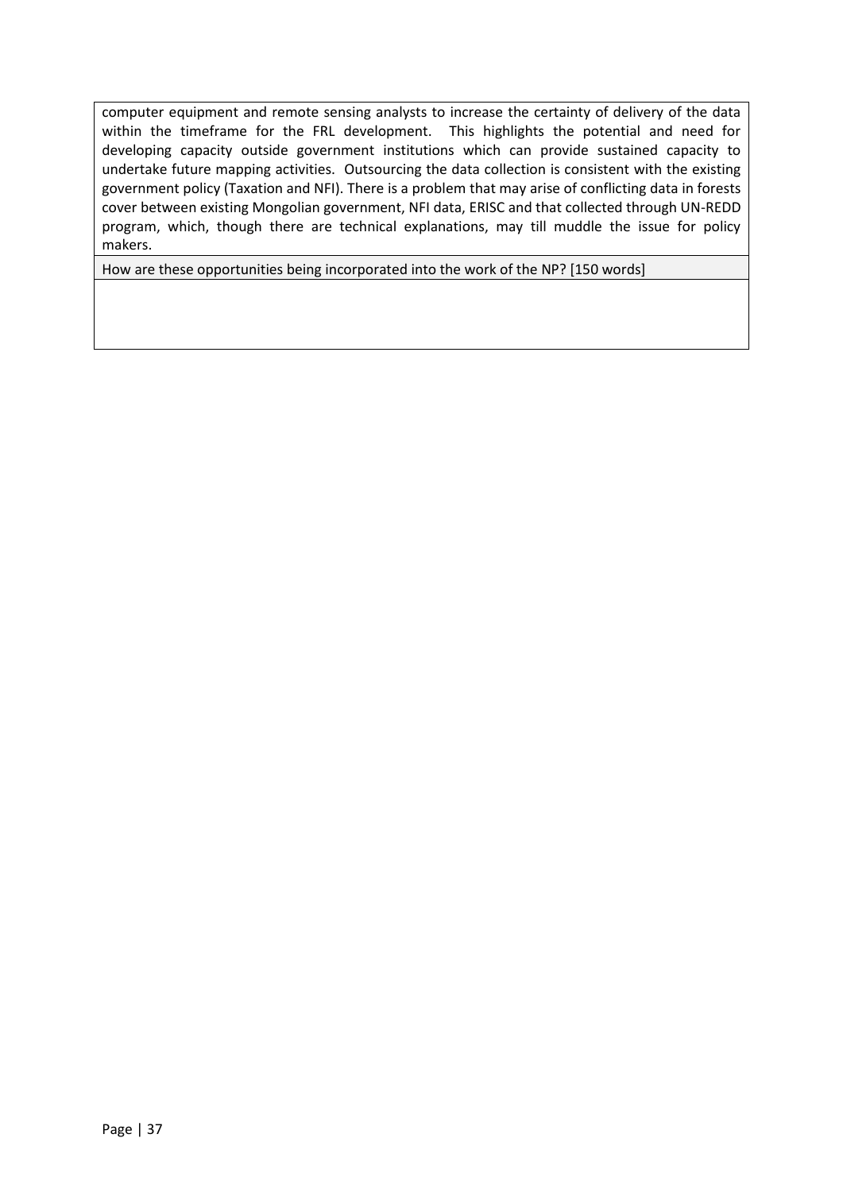| computer equipment and remote sensing analysts to increase the certainty of delivery of the data within the timeframe for the FRL development. This highlights the potential and need for developing capacity outside government institutions which can provide sustained capacity to undertake future mapping activities. Outsourcing the data collection is consistent with the existing government policy (Taxation and NFI). There is a problem that may arise of conflicting data in forests cover between existing Mongolian government, NFI data, ERISC and that collected through UN-REDD program, which, though there are technical explanations, may till muddle the issue for policy makers. |
| --- |
| How are these opportunities being incorporated into the work of the NP? [150 words] |
| |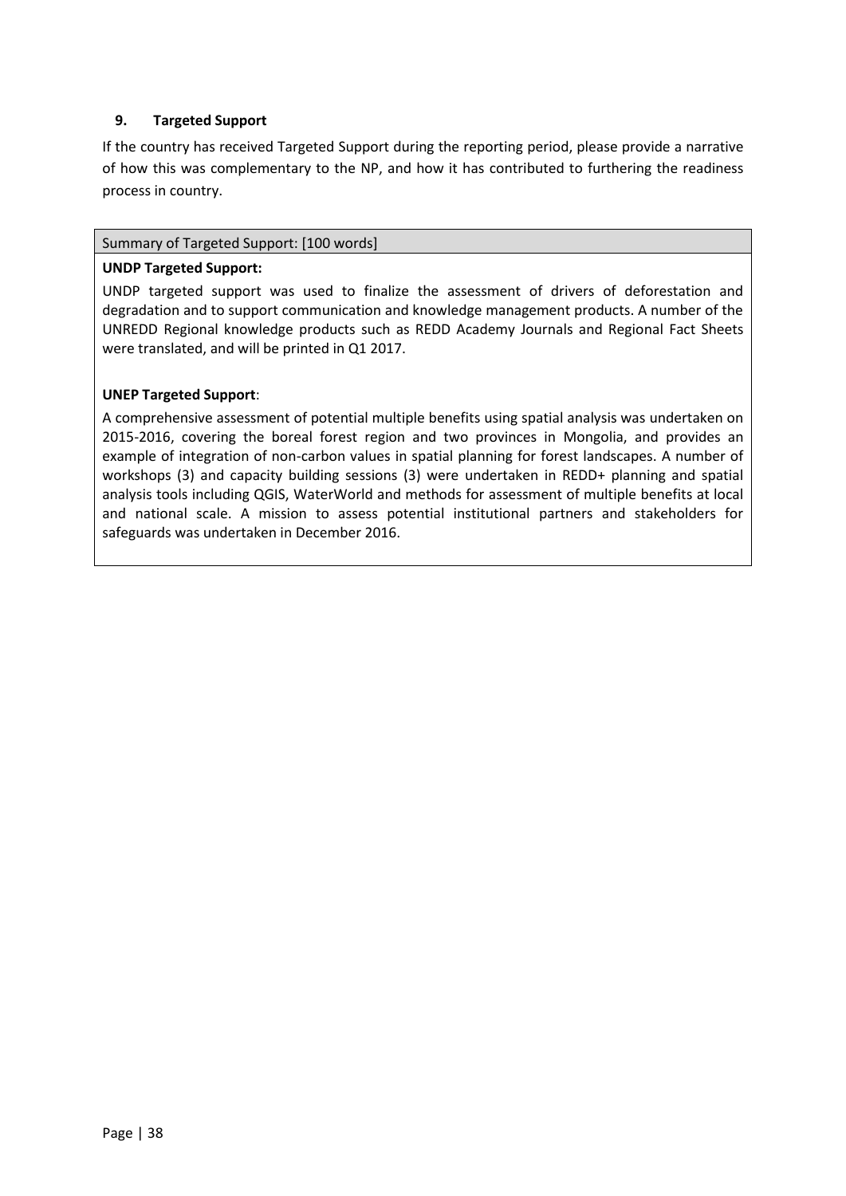## 9. Targeted Support

If the country has received Targeted Support during the reporting period, please provide a narrative of how this was complementary to the NP, and how it has contributed to furthering the readiness process in country.

| Summary of Targeted Support: [100 words] |
|---|
| **UNDP Targeted Support:**<br>UNDP targeted support was used to finalize the assessment of drivers of deforestation and degradation and to support communication and knowledge management products. A number of the UNREDD Regional knowledge products such as REDD Academy Journals and Regional Fact Sheets were translated, and will be printed in Q1 2017.<br><br>**UNEP Targeted Support**:<br>A comprehensive assessment of potential multiple benefits using spatial analysis was undertaken on 2015-2016, covering the boreal forest region and two provinces in Mongolia, and provides an example of integration of non-carbon values in spatial planning for forest landscapes. A number of workshops (3) and capacity building sessions (3) were undertaken in REDD+ planning and spatial analysis tools including QGIS, WaterWorld and methods for assessment of multiple benefits at local and national scale. A mission to assess potential institutional partners and stakeholders for safeguards was undertaken in December 2016. |